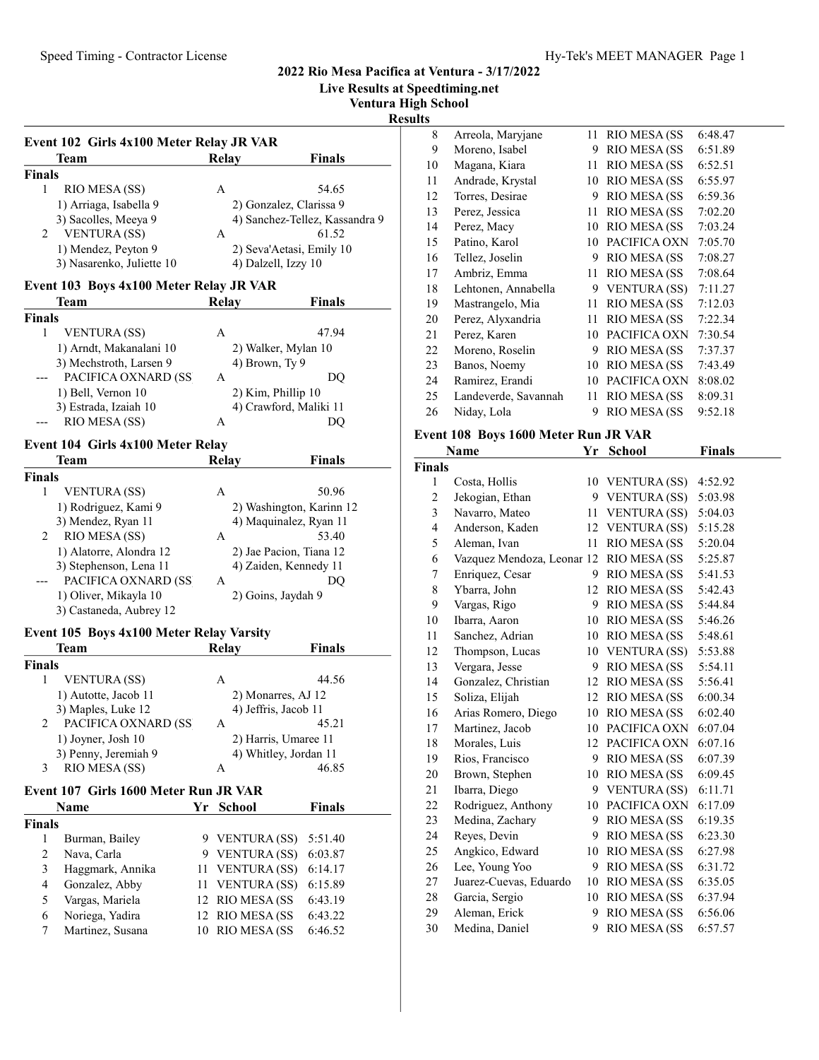# 2022 Rio Mesa Pacifica at Ventura - 3/17/2022

**Live Results at Speedtiming.net**

**Ventura High School**

**Results**

## Event 102 Girls 4x100 Meter Relay JR VAR

| | Team | Relay | Finals |
|---|---|---|---|
| **Finals** | | | |
| 1 | RIO MESA (SS) | A | 54.65 |
| | 1) Arriaga, Isabella 9 | 2) Gonzalez, Clarissa 9 | |
| | 3) Sacolles, Meeya 9 | 4) Sanchez-Tellez, Kassandra 9 | |
| 2 | VENTURA (SS) | A | 61.52 |
| | 1) Mendez, Peyton 9 | 2) Seva'Aetasi, Emily 10 | |
| | 3) Nasarenko, Juliette 10 | 4) Dalzell, Izzy 10 | |

## Event 103 Boys 4x100 Meter Relay JR VAR

| | Team | Relay | Finals |
|---|---|---|---|
| **Finals** | | | |
| 1 | VENTURA (SS) | A | 47.94 |
| | 1) Arndt, Makanalani 10 | 2) Walker, Mylan 10 | |
| | 3) Mechstroth, Larsen 9 | 4) Brown, Ty 9 | |
| --- | PACIFICA OXNARD (SS | A | DQ |
| | 1) Bell, Vernon 10 | 2) Kim, Phillip 10 | |
| | 3) Estrada, Izaiah 10 | 4) Crawford, Maliki 11 | |
| --- | RIO MESA (SS) | A | DQ |

## Event 104 Girls 4x100 Meter Relay

| | Team | Relay | Finals |
|---|---|---|---|
| **Finals** | | | |
| 1 | VENTURA (SS) | A | 50.96 |
| | 1) Rodriguez, Kami 9 | 2) Washington, Karinn 12 | |
| | 3) Mendez, Ryan 11 | 4) Maquinalez, Ryan 11 | |
| 2 | RIO MESA (SS) | A | 53.40 |
| | 1) Alatorre, Alondra 12 | 2) Jae Pacion, Tiana 12 | |
| | 3) Stephenson, Lena 11 | 4) Zaiden, Kennedy 11 | |
| --- | PACIFICA OXNARD (SS | A | DQ |
| | 1) Oliver, Mikayla 10 | 2) Goins, Jaydah 9 | |
| | 3) Castaneda, Aubrey 12 | | |

## Event 105 Boys 4x100 Meter Relay Varsity

| | Team | Relay | Finals |
|---|---|---|---|
| **Finals** | | | |
| 1 | VENTURA (SS) | A | 44.56 |
| | 1) Autotte, Jacob 11 | 2) Monarres, AJ 12 | |
| | 3) Maples, Luke 12 | 4) Jeffris, Jacob 11 | |
| 2 | PACIFICA OXNARD (SS | A | 45.21 |
| | 1) Joyner, Josh 10 | 2) Harris, Umaree 11 | |
| | 3) Penny, Jeremiah 9 | 4) Whitley, Jordan 11 | |
| 3 | RIO MESA (SS) | A | 46.85 |

## Event 107 Girls 1600 Meter Run JR VAR

| | Name | Yr | School | Finals |
|---|---|---|---|---|
| **Finals** | | | | |
| 1 | Burman, Bailey | 9 | VENTURA (SS) | 5:51.40 |
| 2 | Nava, Carla | 9 | VENTURA (SS) | 6:03.87 |
| 3 | Haggmark, Annika | 11 | VENTURA (SS) | 6:14.17 |
| 4 | Gonzalez, Abby | 11 | VENTURA (SS) | 6:15.89 |
| 5 | Vargas, Mariela | 12 | RIO MESA (SS | 6:43.19 |
| 6 | Noriega, Yadira | 12 | RIO MESA (SS | 6:43.22 |
| 7 | Martinez, Susana | 10 | RIO MESA (SS | 6:46.52 |
| 8 | Arreola, Maryjane | 11 | RIO MESA (SS | 6:48.47 |
| 9 | Moreno, Isabel | 9 | RIO MESA (SS | 6:51.89 |
| 10 | Magana, Kiara | 11 | RIO MESA (SS | 6:52.51 |
| 11 | Andrade, Krystal | 10 | RIO MESA (SS | 6:55.97 |
| 12 | Torres, Desirae | 9 | RIO MESA (SS | 6:59.36 |
| 13 | Perez, Jessica | 11 | RIO MESA (SS | 7:02.20 |
| 14 | Perez, Macy | 10 | RIO MESA (SS | 7:03.24 |
| 15 | Patino, Karol | 10 | PACIFICA OXN | 7:05.70 |
| 16 | Tellez, Joselin | 9 | RIO MESA (SS | 7:08.27 |
| 17 | Ambriz, Emma | 11 | RIO MESA (SS | 7:08.64 |
| 18 | Lehtonen, Annabella | 9 | VENTURA (SS) | 7:11.27 |
| 19 | Mastrangelo, Mia | 11 | RIO MESA (SS | 7:12.03 |
| 20 | Perez, Alyxandria | 11 | RIO MESA (SS | 7:22.34 |
| 21 | Perez, Karen | 10 | PACIFICA OXN | 7:30.54 |
| 22 | Moreno, Roselin | 9 | RIO MESA (SS | 7:37.37 |
| 23 | Banos, Noemy | 10 | RIO MESA (SS | 7:43.49 |
| 24 | Ramirez, Erandi | 10 | PACIFICA OXN | 8:08.02 |
| 25 | Landeverde, Savannah | 11 | RIO MESA (SS | 8:09.31 |
| 26 | Niday, Lola | 9 | RIO MESA (SS | 9:52.18 |

## Event 108 Boys 1600 Meter Run JR VAR

| | Name | Yr | School | Finals |
|---|---|---|---|---|
| **Finals** | | | | |
| 1 | Costa, Hollis | 10 | VENTURA (SS) | 4:52.92 |
| 2 | Jekogian, Ethan | 9 | VENTURA (SS) | 5:03.98 |
| 3 | Navarro, Mateo | 11 | VENTURA (SS) | 5:04.03 |
| 4 | Anderson, Kaden | 12 | VENTURA (SS) | 5:15.28 |
| 5 | Aleman, Ivan | 11 | RIO MESA (SS | 5:20.04 |
| 6 | Vazquez Mendoza, Leonar | 12 | RIO MESA (SS | 5:25.87 |
| 7 | Enriquez, Cesar | 9 | RIO MESA (SS | 5:41.53 |
| 8 | Ybarra, John | 12 | RIO MESA (SS | 5:42.43 |
| 9 | Vargas, Rigo | 9 | RIO MESA (SS | 5:44.84 |
| 10 | Ibarra, Aaron | 10 | RIO MESA (SS | 5:46.26 |
| 11 | Sanchez, Adrian | 10 | RIO MESA (SS | 5:48.61 |
| 12 | Thompson, Lucas | 10 | VENTURA (SS) | 5:53.88 |
| 13 | Vergara, Jesse | 9 | RIO MESA (SS | 5:54.11 |
| 14 | Gonzalez, Christian | 12 | RIO MESA (SS | 5:56.41 |
| 15 | Soliza, Elijah | 12 | RIO MESA (SS | 6:00.34 |
| 16 | Arias Romero, Diego | 10 | RIO MESA (SS | 6:02.40 |
| 17 | Martinez, Jacob | 10 | PACIFICA OXN | 6:07.04 |
| 18 | Morales, Luis | 12 | PACIFICA OXN | 6:07.16 |
| 19 | Rios, Francisco | 9 | RIO MESA (SS | 6:07.39 |
| 20 | Brown, Stephen | 10 | RIO MESA (SS | 6:09.45 |
| 21 | Ibarra, Diego | 9 | VENTURA (SS) | 6:11.71 |
| 22 | Rodriguez, Anthony | 10 | PACIFICA OXN | 6:17.09 |
| 23 | Medina, Zachary | 9 | RIO MESA (SS | 6:19.35 |
| 24 | Reyes, Devin | 9 | RIO MESA (SS | 6:23.30 |
| 25 | Angkico, Edward | 10 | RIO MESA (SS | 6:27.98 |
| 26 | Lee, Young Yoo | 9 | RIO MESA (SS | 6:31.72 |
| 27 | Juarez-Cuevas, Eduardo | 10 | RIO MESA (SS | 6:35.05 |
| 28 | Garcia, Sergio | 10 | RIO MESA (SS | 6:37.94 |
| 29 | Aleman, Erick | 9 | RIO MESA (SS | 6:56.06 |
| 30 | Medina, Daniel | 9 | RIO MESA (SS | 6:57.57 |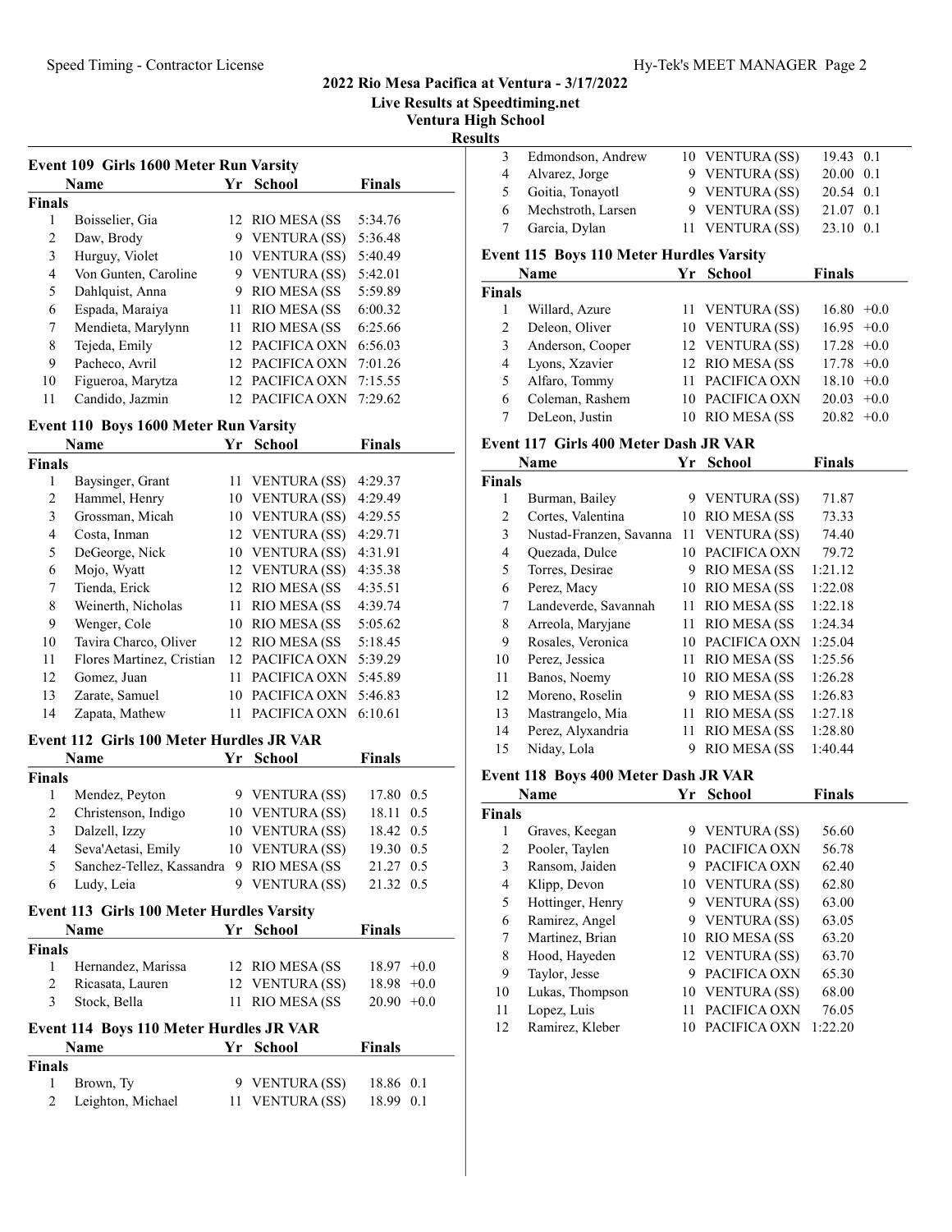## 2022 Rio Mesa Pacifica at Ventura - 3/17/2022

**Live Results at Speedtiming.net**

**Ventura High School**

**Results**

### Event 109 Girls 1600 Meter Run Varsity

| | Name | Yr | School | Finals |
|---|---|---|---|---|
| **Finals** | | | | |
| 1 | Boisselier, Gia | 12 | RIO MESA (SS | 5:34.76 |
| 2 | Daw, Brody | 9 | VENTURA (SS) | 5:36.48 |
| 3 | Hurguy, Violet | 10 | VENTURA (SS) | 5:40.49 |
| 4 | Von Gunten, Caroline | 9 | VENTURA (SS) | 5:42.01 |
| 5 | Dahlquist, Anna | 9 | RIO MESA (SS | 5:59.89 |
| 6 | Espada, Maraiya | 11 | RIO MESA (SS | 6:00.32 |
| 7 | Mendieta, Marylynn | 11 | RIO MESA (SS | 6:25.66 |
| 8 | Tejeda, Emily | 12 | PACIFICA OXN | 6:56.03 |
| 9 | Pacheco, Avril | 12 | PACIFICA OXN | 7:01.26 |
| 10 | Figueroa, Marytza | 12 | PACIFICA OXN | 7:15.55 |
| 11 | Candido, Jazmin | 12 | PACIFICA OXN | 7:29.62 |

### Event 110 Boys 1600 Meter Run Varsity

| | Name | Yr | School | Finals |
|---|---|---|---|---|
| **Finals** | | | | |
| 1 | Baysinger, Grant | 11 | VENTURA (SS) | 4:29.37 |
| 2 | Hammel, Henry | 10 | VENTURA (SS) | 4:29.49 |
| 3 | Grossman, Micah | 10 | VENTURA (SS) | 4:29.55 |
| 4 | Costa, Inman | 12 | VENTURA (SS) | 4:29.71 |
| 5 | DeGeorge, Nick | 10 | VENTURA (SS) | 4:31.91 |
| 6 | Mojo, Wyatt | 12 | VENTURA (SS) | 4:35.38 |
| 7 | Tienda, Erick | 12 | RIO MESA (SS | 4:35.51 |
| 8 | Weinerth, Nicholas | 11 | RIO MESA (SS | 4:39.74 |
| 9 | Wenger, Cole | 10 | RIO MESA (SS | 5:05.62 |
| 10 | Tavira Charco, Oliver | 12 | RIO MESA (SS | 5:18.45 |
| 11 | Flores Martinez, Cristian | 12 | PACIFICA OXN | 5:39.29 |
| 12 | Gomez, Juan | 11 | PACIFICA OXN | 5:45.89 |
| 13 | Zarate, Samuel | 10 | PACIFICA OXN | 5:46.83 |
| 14 | Zapata, Mathew | 11 | PACIFICA OXN | 6:10.61 |

### Event 112 Girls 100 Meter Hurdles JR VAR

| | Name | Yr | School | Finals | |
|---|---|---|---|---|---|
| **Finals** | | | | | |
| 1 | Mendez, Peyton | 9 | VENTURA (SS) | 17.80 | 0.5 |
| 2 | Christenson, Indigo | 10 | VENTURA (SS) | 18.11 | 0.5 |
| 3 | Dalzell, Izzy | 10 | VENTURA (SS) | 18.42 | 0.5 |
| 4 | Seva'Aetasi, Emily | 10 | VENTURA (SS) | 19.30 | 0.5 |
| 5 | Sanchez-Tellez, Kassandra | 9 | RIO MESA (SS | 21.27 | 0.5 |
| 6 | Ludy, Leia | 9 | VENTURA (SS) | 21.32 | 0.5 |

### Event 113 Girls 100 Meter Hurdles Varsity

| | Name | Yr | School | Finals | |
|---|---|---|---|---|---|
| **Finals** | | | | | |
| 1 | Hernandez, Marissa | 12 | RIO MESA (SS | 18.97 | +0.0 |
| 2 | Ricasata, Lauren | 12 | VENTURA (SS) | 18.98 | +0.0 |
| 3 | Stock, Bella | 11 | RIO MESA (SS | 20.90 | +0.0 |

### Event 114 Boys 110 Meter Hurdles JR VAR

| | Name | Yr | School | Finals | |
|---|---|---|---|---|---|
| **Finals** | | | | | |
| 1 | Brown, Ty | 9 | VENTURA (SS) | 18.86 | 0.1 |
| 2 | Leighton, Michael | 11 | VENTURA (SS) | 18.99 | 0.1 |
| 3 | Edmondson, Andrew | 10 | VENTURA (SS) | 19.43 | 0.1 |
| 4 | Alvarez, Jorge | 9 | VENTURA (SS) | 20.00 | 0.1 |
| 5 | Goitia, Tonayotl | 9 | VENTURA (SS) | 20.54 | 0.1 |
| 6 | Mechstroth, Larsen | 9 | VENTURA (SS) | 21.07 | 0.1 |
| 7 | Garcia, Dylan | 11 | VENTURA (SS) | 23.10 | 0.1 |

### Event 115 Boys 110 Meter Hurdles Varsity

| | Name | Yr | School | Finals | |
|---|---|---|---|---|---|
| **Finals** | | | | | |
| 1 | Willard, Azure | 11 | VENTURA (SS) | 16.80 | +0.0 |
| 2 | Deleon, Oliver | 10 | VENTURA (SS) | 16.95 | +0.0 |
| 3 | Anderson, Cooper | 12 | VENTURA (SS) | 17.28 | +0.0 |
| 4 | Lyons, Xzavier | 12 | RIO MESA (SS | 17.78 | +0.0 |
| 5 | Alfaro, Tommy | 11 | PACIFICA OXN | 18.10 | +0.0 |
| 6 | Coleman, Rashem | 10 | PACIFICA OXN | 20.03 | +0.0 |
| 7 | DeLeon, Justin | 10 | RIO MESA (SS | 20.82 | +0.0 |

### Event 117 Girls 400 Meter Dash JR VAR

| | Name | Yr | School | Finals |
|---|---|---|---|---|
| **Finals** | | | | |
| 1 | Burman, Bailey | 9 | VENTURA (SS) | 71.87 |
| 2 | Cortes, Valentina | 10 | RIO MESA (SS | 73.33 |
| 3 | Nustad-Franzen, Savanna | 11 | VENTURA (SS) | 74.40 |
| 4 | Quezada, Dulce | 10 | PACIFICA OXN | 79.72 |
| 5 | Torres, Desirae | 9 | RIO MESA (SS | 1:21.12 |
| 6 | Perez, Macy | 10 | RIO MESA (SS | 1:22.08 |
| 7 | Landeverde, Savannah | 11 | RIO MESA (SS | 1:22.18 |
| 8 | Arreola, Maryjane | 11 | RIO MESA (SS | 1:24.34 |
| 9 | Rosales, Veronica | 10 | PACIFICA OXN | 1:25.04 |
| 10 | Perez, Jessica | 11 | RIO MESA (SS | 1:25.56 |
| 11 | Banos, Noemy | 10 | RIO MESA (SS | 1:26.28 |
| 12 | Moreno, Roselin | 9 | RIO MESA (SS | 1:26.83 |
| 13 | Mastrangelo, Mia | 11 | RIO MESA (SS | 1:27.18 |
| 14 | Perez, Alyxandria | 11 | RIO MESA (SS | 1:28.80 |
| 15 | Niday, Lola | 9 | RIO MESA (SS | 1:40.44 |

### Event 118 Boys 400 Meter Dash JR VAR

| | Name | Yr | School | Finals |
|---|---|---|---|---|
| **Finals** | | | | |
| 1 | Graves, Keegan | 9 | VENTURA (SS) | 56.60 |
| 2 | Pooler, Taylen | 10 | PACIFICA OXN | 56.78 |
| 3 | Ransom, Jaiden | 9 | PACIFICA OXN | 62.40 |
| 4 | Klipp, Devon | 10 | VENTURA (SS) | 62.80 |
| 5 | Hottinger, Henry | 9 | VENTURA (SS) | 63.00 |
| 6 | Ramirez, Angel | 9 | VENTURA (SS) | 63.05 |
| 7 | Martinez, Brian | 10 | RIO MESA (SS | 63.20 |
| 8 | Hood, Hayeden | 12 | VENTURA (SS) | 63.70 |
| 9 | Taylor, Jesse | 9 | PACIFICA OXN | 65.30 |
| 10 | Lukas, Thompson | 10 | VENTURA (SS) | 68.00 |
| 11 | Lopez, Luis | 11 | PACIFICA OXN | 76.05 |
| 12 | Ramirez, Kleber | 10 | PACIFICA OXN | 1:22.20 |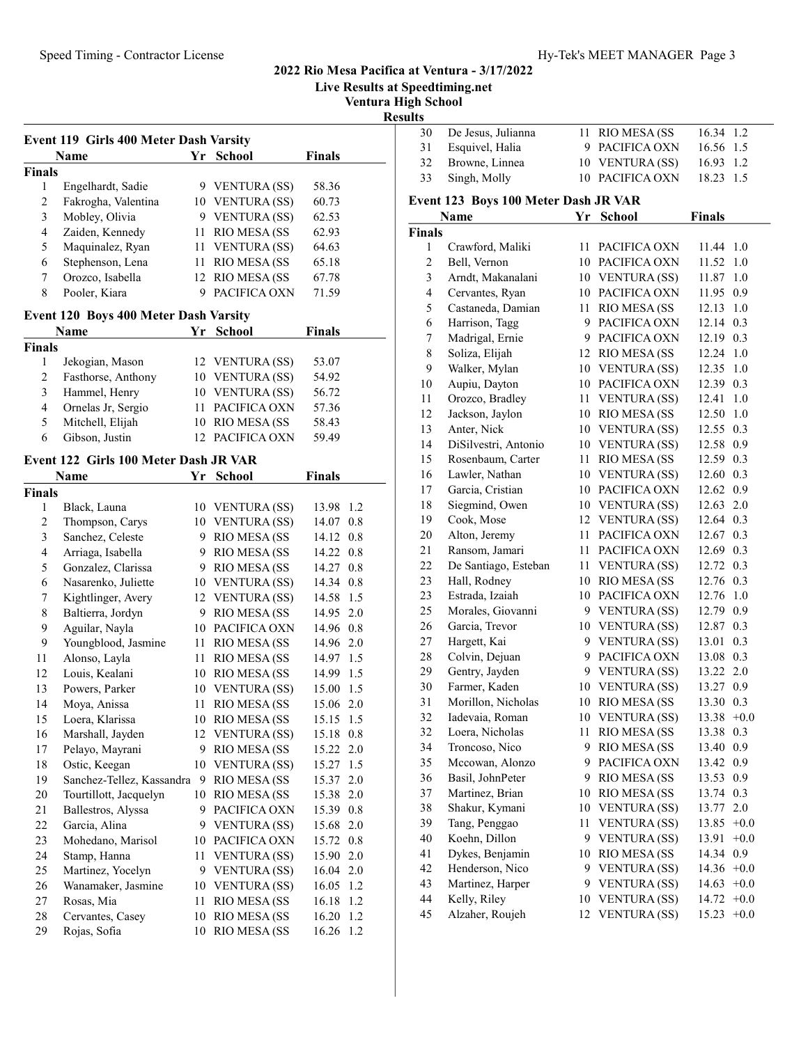## 2022 Rio Mesa Pacifica at Ventura - 3/17/2022

**Live Results at Speedtiming.net**

**Ventura High School**

**Results**

### Event 119 Girls 400 Meter Dash Varsity

| | Name | Yr | School | Finals |
|---|---|---|---|---|
| **Finals** | | | | |
| 1 | Engelhardt, Sadie | 9 | VENTURA (SS) | 58.36 |
| 2 | Fakrogha, Valentina | 10 | VENTURA (SS) | 60.73 |
| 3 | Mobley, Olivia | 9 | VENTURA (SS) | 62.53 |
| 4 | Zaiden, Kennedy | 11 | RIO MESA (SS | 62.93 |
| 5 | Maquinalez, Ryan | 11 | VENTURA (SS) | 64.63 |
| 6 | Stephenson, Lena | 11 | RIO MESA (SS | 65.18 |
| 7 | Orozco, Isabella | 12 | RIO MESA (SS | 67.78 |
| 8 | Pooler, Kiara | 9 | PACIFICA OXN | 71.59 |

### Event 120 Boys 400 Meter Dash Varsity

| | Name | Yr | School | Finals |
|---|---|---|---|---|
| **Finals** | | | | |
| 1 | Jekogian, Mason | 12 | VENTURA (SS) | 53.07 |
| 2 | Fasthorse, Anthony | 10 | VENTURA (SS) | 54.92 |
| 3 | Hammel, Henry | 10 | VENTURA (SS) | 56.72 |
| 4 | Ornelas Jr, Sergio | 11 | PACIFICA OXN | 57.36 |
| 5 | Mitchell, Elijah | 10 | RIO MESA (SS | 58.43 |
| 6 | Gibson, Justin | 12 | PACIFICA OXN | 59.49 |

### Event 122 Girls 100 Meter Dash JR VAR

| | Name | Yr | School | Finals | |
|---|---|---|---|---|---|
| **Finals** | | | | | |
| 1 | Black, Launa | 10 | VENTURA (SS) | 13.98 | 1.2 |
| 2 | Thompson, Carys | 10 | VENTURA (SS) | 14.07 | 0.8 |
| 3 | Sanchez, Celeste | 9 | RIO MESA (SS | 14.12 | 0.8 |
| 4 | Arriaga, Isabella | 9 | RIO MESA (SS | 14.22 | 0.8 |
| 5 | Gonzalez, Clarissa | 9 | RIO MESA (SS | 14.27 | 0.8 |
| 6 | Nasarenko, Juliette | 10 | VENTURA (SS) | 14.34 | 0.8 |
| 7 | Kightlinger, Avery | 12 | VENTURA (SS) | 14.58 | 1.5 |
| 8 | Baltierra, Jordyn | 9 | RIO MESA (SS | 14.95 | 2.0 |
| 9 | Aguilar, Nayla | 10 | PACIFICA OXN | 14.96 | 0.8 |
| 9 | Youngblood, Jasmine | 11 | RIO MESA (SS | 14.96 | 2.0 |
| 11 | Alonso, Layla | 11 | RIO MESA (SS | 14.97 | 1.5 |
| 12 | Louis, Kealani | 10 | RIO MESA (SS | 14.99 | 1.5 |
| 13 | Powers, Parker | 10 | VENTURA (SS) | 15.00 | 1.5 |
| 14 | Moya, Anissa | 11 | RIO MESA (SS | 15.06 | 2.0 |
| 15 | Loera, Klarissa | 10 | RIO MESA (SS | 15.15 | 1.5 |
| 16 | Marshall, Jayden | 12 | VENTURA (SS) | 15.18 | 0.8 |
| 17 | Pelayo, Mayrani | 9 | RIO MESA (SS | 15.22 | 2.0 |
| 18 | Ostic, Keegan | 10 | VENTURA (SS) | 15.27 | 1.5 |
| 19 | Sanchez-Tellez, Kassandra | 9 | RIO MESA (SS | 15.37 | 2.0 |
| 20 | Tourtillott, Jacquelyn | 10 | RIO MESA (SS | 15.38 | 2.0 |
| 21 | Ballestros, Alyssa | 9 | PACIFICA OXN | 15.39 | 0.8 |
| 22 | Garcia, Alina | 9 | VENTURA (SS) | 15.68 | 2.0 |
| 23 | Mohedano, Marisol | 10 | PACIFICA OXN | 15.72 | 0.8 |
| 24 | Stamp, Hanna | 11 | VENTURA (SS) | 15.90 | 2.0 |
| 25 | Martinez, Yocelyn | 9 | VENTURA (SS) | 16.04 | 2.0 |
| 26 | Wanamaker, Jasmine | 10 | VENTURA (SS) | 16.05 | 1.2 |
| 27 | Rosas, Mia | 11 | RIO MESA (SS | 16.18 | 1.2 |
| 28 | Cervantes, Casey | 10 | RIO MESA (SS | 16.20 | 1.2 |
| 29 | Rojas, Sofia | 10 | RIO MESA (SS | 16.26 | 1.2 |
| 30 | De Jesus, Julianna | 11 | RIO MESA (SS | 16.34 | 1.2 |
| 31 | Esquivel, Halia | 9 | PACIFICA OXN | 16.56 | 1.5 |
| 32 | Browne, Linnea | 10 | VENTURA (SS) | 16.93 | 1.2 |
| 33 | Singh, Molly | 10 | PACIFICA OXN | 18.23 | 1.5 |

### Event 123 Boys 100 Meter Dash JR VAR

| | Name | Yr | School | Finals | |
|---|---|---|---|---|---|
| **Finals** | | | | | |
| 1 | Crawford, Maliki | 11 | PACIFICA OXN | 11.44 | 1.0 |
| 2 | Bell, Vernon | 10 | PACIFICA OXN | 11.52 | 1.0 |
| 3 | Arndt, Makanalani | 10 | VENTURA (SS) | 11.87 | 1.0 |
| 4 | Cervantes, Ryan | 10 | PACIFICA OXN | 11.95 | 0.9 |
| 5 | Castaneda, Damian | 11 | RIO MESA (SS | 12.13 | 1.0 |
| 6 | Harrison, Tagg | 9 | PACIFICA OXN | 12.14 | 0.3 |
| 7 | Madrigal, Ernie | 9 | PACIFICA OXN | 12.19 | 0.3 |
| 8 | Soliza, Elijah | 12 | RIO MESA (SS | 12.24 | 1.0 |
| 9 | Walker, Mylan | 10 | VENTURA (SS) | 12.35 | 1.0 |
| 10 | Aupiu, Dayton | 10 | PACIFICA OXN | 12.39 | 0.3 |
| 11 | Orozco, Bradley | 11 | VENTURA (SS) | 12.41 | 1.0 |
| 12 | Jackson, Jaylon | 10 | RIO MESA (SS | 12.50 | 1.0 |
| 13 | Anter, Nick | 10 | VENTURA (SS) | 12.55 | 0.3 |
| 14 | DiSilvestri, Antonio | 10 | VENTURA (SS) | 12.58 | 0.9 |
| 15 | Rosenbaum, Carter | 11 | RIO MESA (SS | 12.59 | 0.3 |
| 16 | Lawler, Nathan | 10 | VENTURA (SS) | 12.60 | 0.3 |
| 17 | Garcia, Cristian | 10 | PACIFICA OXN | 12.62 | 0.9 |
| 18 | Siegmind, Owen | 10 | VENTURA (SS) | 12.63 | 2.0 |
| 19 | Cook, Mose | 12 | VENTURA (SS) | 12.64 | 0.3 |
| 20 | Alton, Jeremy | 11 | PACIFICA OXN | 12.67 | 0.3 |
| 21 | Ransom, Jamari | 11 | PACIFICA OXN | 12.69 | 0.3 |
| 22 | De Santiago, Esteban | 11 | VENTURA (SS) | 12.72 | 0.3 |
| 23 | Hall, Rodney | 10 | RIO MESA (SS | 12.76 | 0.3 |
| 23 | Estrada, Izaiah | 10 | PACIFICA OXN | 12.76 | 1.0 |
| 25 | Morales, Giovanni | 9 | VENTURA (SS) | 12.79 | 0.9 |
| 26 | Garcia, Trevor | 10 | VENTURA (SS) | 12.87 | 0.3 |
| 27 | Hargett, Kai | 9 | VENTURA (SS) | 13.01 | 0.3 |
| 28 | Colvin, Dejuan | 9 | PACIFICA OXN | 13.08 | 0.3 |
| 29 | Gentry, Jayden | 9 | VENTURA (SS) | 13.22 | 2.0 |
| 30 | Farmer, Kaden | 10 | VENTURA (SS) | 13.27 | 0.9 |
| 31 | Morillon, Nicholas | 10 | RIO MESA (SS | 13.30 | 0.3 |
| 32 | Iadevaia, Roman | 10 | VENTURA (SS) | 13.38 | +0.0 |
| 32 | Loera, Nicholas | 11 | RIO MESA (SS | 13.38 | 0.3 |
| 34 | Troncoso, Nico | 9 | RIO MESA (SS | 13.40 | 0.9 |
| 35 | Mccowan, Alonzo | 9 | PACIFICA OXN | 13.42 | 0.9 |
| 36 | Basil, JohnPeter | 9 | RIO MESA (SS | 13.53 | 0.9 |
| 37 | Martinez, Brian | 10 | RIO MESA (SS | 13.74 | 0.3 |
| 38 | Shakur, Kymani | 10 | VENTURA (SS) | 13.77 | 2.0 |
| 39 | Tang, Penggao | 11 | VENTURA (SS) | 13.85 | +0.0 |
| 40 | Koehn, Dillon | 9 | VENTURA (SS) | 13.91 | +0.0 |
| 41 | Dykes, Benjamin | 10 | RIO MESA (SS | 14.34 | 0.9 |
| 42 | Henderson, Nico | 9 | VENTURA (SS) | 14.36 | +0.0 |
| 43 | Martinez, Harper | 9 | VENTURA (SS) | 14.63 | +0.0 |
| 44 | Kelly, Riley | 10 | VENTURA (SS) | 14.72 | +0.0 |
| 45 | Alzaher, Roujeh | 12 | VENTURA (SS) | 15.23 | +0.0 |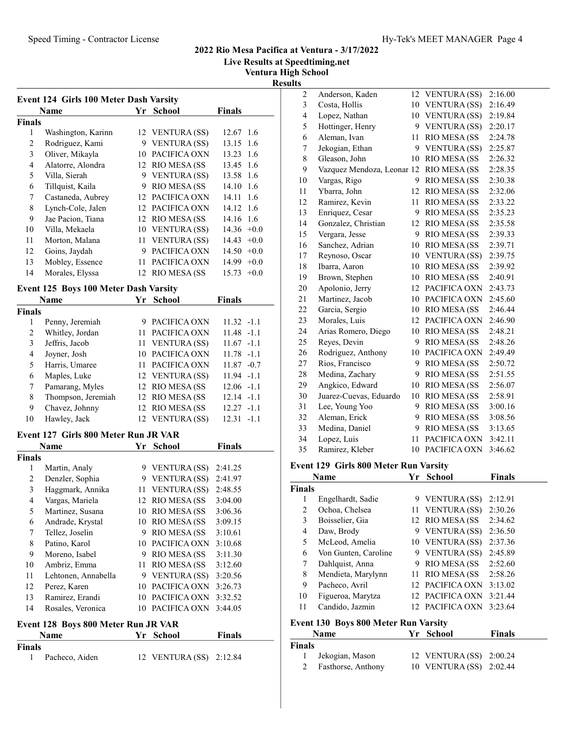## 2022 Rio Mesa Pacifica at Ventura - 3/17/2022

**Live Results at Speedtiming.net**

**Ventura High School**

**Results**

### Event 124 Girls 100 Meter Dash Varsity

| | Name | Yr | School | Finals | |
|---|---|---|---|---|---|
| **Finals** | | | | | |
| 1 | Washington, Karinn | 12 | VENTURA (SS) | 12.67 | 1.6 |
| 2 | Rodriguez, Kami | 9 | VENTURA (SS) | 13.15 | 1.6 |
| 3 | Oliver, Mikayla | 10 | PACIFICA OXN | 13.23 | 1.6 |
| 4 | Alatorre, Alondra | 12 | RIO MESA (SS | 13.45 | 1.6 |
| 5 | Villa, Sierah | 9 | VENTURA (SS) | 13.58 | 1.6 |
| 6 | Tillquist, Kaila | 9 | RIO MESA (SS | 14.10 | 1.6 |
| 7 | Castaneda, Aubrey | 12 | PACIFICA OXN | 14.11 | 1.6 |
| 8 | Lynch-Cole, Jalen | 12 | PACIFICA OXN | 14.12 | 1.6 |
| 9 | Jae Pacion, Tiana | 12 | RIO MESA (SS | 14.16 | 1.6 |
| 10 | Villa, Mekaela | 10 | VENTURA (SS) | 14.36 | +0.0 |
| 11 | Morton, Malana | 11 | VENTURA (SS) | 14.43 | +0.0 |
| 12 | Goins, Jaydah | 9 | PACIFICA OXN | 14.50 | +0.0 |
| 13 | Mobley, Essence | 11 | PACIFICA OXN | 14.99 | +0.0 |
| 14 | Morales, Elyssa | 12 | RIO MESA (SS | 15.73 | +0.0 |

### Event 125 Boys 100 Meter Dash Varsity

| | Name | Yr | School | Finals | |
|---|---|---|---|---|---|
| **Finals** | | | | | |
| 1 | Penny, Jeremiah | 9 | PACIFICA OXN | 11.32 | -1.1 |
| 2 | Whitley, Jordan | 11 | PACIFICA OXN | 11.48 | -1.1 |
| 3 | Jeffris, Jacob | 11 | VENTURA (SS) | 11.67 | -1.1 |
| 4 | Joyner, Josh | 10 | PACIFICA OXN | 11.78 | -1.1 |
| 5 | Harris, Umaree | 11 | PACIFICA OXN | 11.87 | -0.7 |
| 6 | Maples, Luke | 12 | VENTURA (SS) | 11.94 | -1.1 |
| 7 | Pamarang, Myles | 12 | RIO MESA (SS | 12.06 | -1.1 |
| 8 | Thompson, Jeremiah | 12 | RIO MESA (SS | 12.14 | -1.1 |
| 9 | Chavez, Johnny | 12 | RIO MESA (SS | 12.27 | -1.1 |
| 10 | Hawley, Jack | 12 | VENTURA (SS) | 12.31 | -1.1 |

### Event 127 Girls 800 Meter Run JR VAR

| | Name | Yr | School | Finals |
|---|---|---|---|---|
| **Finals** | | | | |
| 1 | Martin, Analy | 9 | VENTURA (SS) | 2:41.25 |
| 2 | Denzler, Sophia | 9 | VENTURA (SS) | 2:41.97 |
| 3 | Haggmark, Annika | 11 | VENTURA (SS) | 2:48.55 |
| 4 | Vargas, Mariela | 12 | RIO MESA (SS | 3:04.00 |
| 5 | Martinez, Susana | 10 | RIO MESA (SS | 3:06.36 |
| 6 | Andrade, Krystal | 10 | RIO MESA (SS | 3:09.15 |
| 7 | Tellez, Joselin | 9 | RIO MESA (SS | 3:10.61 |
| 8 | Patino, Karol | 10 | PACIFICA OXN | 3:10.68 |
| 9 | Moreno, Isabel | 9 | RIO MESA (SS | 3:11.30 |
| 10 | Ambriz, Emma | 11 | RIO MESA (SS | 3:12.60 |
| 11 | Lehtonen, Annabella | 9 | VENTURA (SS) | 3:20.56 |
| 12 | Perez, Karen | 10 | PACIFICA OXN | 3:26.73 |
| 13 | Ramirez, Erandi | 10 | PACIFICA OXN | 3:32.52 |
| 14 | Rosales, Veronica | 10 | PACIFICA OXN | 3:44.05 |

### Event 128 Boys 800 Meter Run JR VAR

| | Name | Yr | School | Finals |
|---|---|---|---|---|
| **Finals** | | | | |
| 1 | Pacheco, Aiden | 12 | VENTURA (SS) | 2:12.84 |
| 2 | Anderson, Kaden | 12 | VENTURA (SS) | 2:16.00 |
| 3 | Costa, Hollis | 10 | VENTURA (SS) | 2:16.49 |
| 4 | Lopez, Nathan | 10 | VENTURA (SS) | 2:19.84 |
| 5 | Hottinger, Henry | 9 | VENTURA (SS) | 2:20.17 |
| 6 | Aleman, Ivan | 11 | RIO MESA (SS | 2:24.78 |
| 7 | Jekogian, Ethan | 9 | VENTURA (SS) | 2:25.87 |
| 8 | Gleason, John | 10 | RIO MESA (SS | 2:26.32 |
| 9 | Vazquez Mendoza, Leonar | 12 | RIO MESA (SS | 2:28.35 |
| 10 | Vargas, Rigo | 9 | RIO MESA (SS | 2:30.38 |
| 11 | Ybarra, John | 12 | RIO MESA (SS | 2:32.06 |
| 12 | Ramirez, Kevin | 11 | RIO MESA (SS | 2:33.22 |
| 13 | Enriquez, Cesar | 9 | RIO MESA (SS | 2:35.23 |
| 14 | Gonzalez, Christian | 12 | RIO MESA (SS | 2:35.58 |
| 15 | Vergara, Jesse | 9 | RIO MESA (SS | 2:39.33 |
| 16 | Sanchez, Adrian | 10 | RIO MESA (SS | 2:39.71 |
| 17 | Reynoso, Oscar | 10 | VENTURA (SS) | 2:39.75 |
| 18 | Ibarra, Aaron | 10 | RIO MESA (SS | 2:39.92 |
| 19 | Brown, Stephen | 10 | RIO MESA (SS | 2:40.91 |
| 20 | Apolonio, Jerry | 12 | PACIFICA OXN | 2:43.73 |
| 21 | Martinez, Jacob | 10 | PACIFICA OXN | 2:45.60 |
| 22 | Garcia, Sergio | 10 | RIO MESA (SS | 2:46.44 |
| 23 | Morales, Luis | 12 | PACIFICA OXN | 2:46.90 |
| 24 | Arias Romero, Diego | 10 | RIO MESA (SS | 2:48.21 |
| 25 | Reyes, Devin | 9 | RIO MESA (SS | 2:48.26 |
| 26 | Rodriguez, Anthony | 10 | PACIFICA OXN | 2:49.49 |
| 27 | Rios, Francisco | 9 | RIO MESA (SS | 2:50.72 |
| 28 | Medina, Zachary | 9 | RIO MESA (SS | 2:51.55 |
| 29 | Angkico, Edward | 10 | RIO MESA (SS | 2:56.07 |
| 30 | Juarez-Cuevas, Eduardo | 10 | RIO MESA (SS | 2:58.91 |
| 31 | Lee, Young Yoo | 9 | RIO MESA (SS | 3:00.16 |
| 32 | Aleman, Erick | 9 | RIO MESA (SS | 3:08.56 |
| 33 | Medina, Daniel | 9 | RIO MESA (SS | 3:13.65 |
| 34 | Lopez, Luis | 11 | PACIFICA OXN | 3:42.11 |
| 35 | Ramirez, Kleber | 10 | PACIFICA OXN | 3:46.62 |

### Event 129 Girls 800 Meter Run Varsity

| | Name | Yr | School | Finals |
|---|---|---|---|---|
| **Finals** | | | | |
| 1 | Engelhardt, Sadie | 9 | VENTURA (SS) | 2:12.91 |
| 2 | Ochoa, Chelsea | 11 | VENTURA (SS) | 2:30.26 |
| 3 | Boisselier, Gia | 12 | RIO MESA (SS | 2:34.62 |
| 4 | Daw, Brody | 9 | VENTURA (SS) | 2:36.50 |
| 5 | McLeod, Amelia | 10 | VENTURA (SS) | 2:37.36 |
| 6 | Von Gunten, Caroline | 9 | VENTURA (SS) | 2:45.89 |
| 7 | Dahlquist, Anna | 9 | RIO MESA (SS | 2:52.60 |
| 8 | Mendieta, Marylynn | 11 | RIO MESA (SS | 2:58.26 |
| 9 | Pacheco, Avril | 12 | PACIFICA OXN | 3:13.02 |
| 10 | Figueroa, Marytza | 12 | PACIFICA OXN | 3:21.44 |
| 11 | Candido, Jazmin | 12 | PACIFICA OXN | 3:23.64 |

### Event 130 Boys 800 Meter Run Varsity

| | Name | Yr | School | Finals |
|---|---|---|---|---|
| **Finals** | | | | |
| 1 | Jekogian, Mason | 12 | VENTURA (SS) | 2:00.24 |
| 2 | Fasthorse, Anthony | 10 | VENTURA (SS) | 2:02.44 |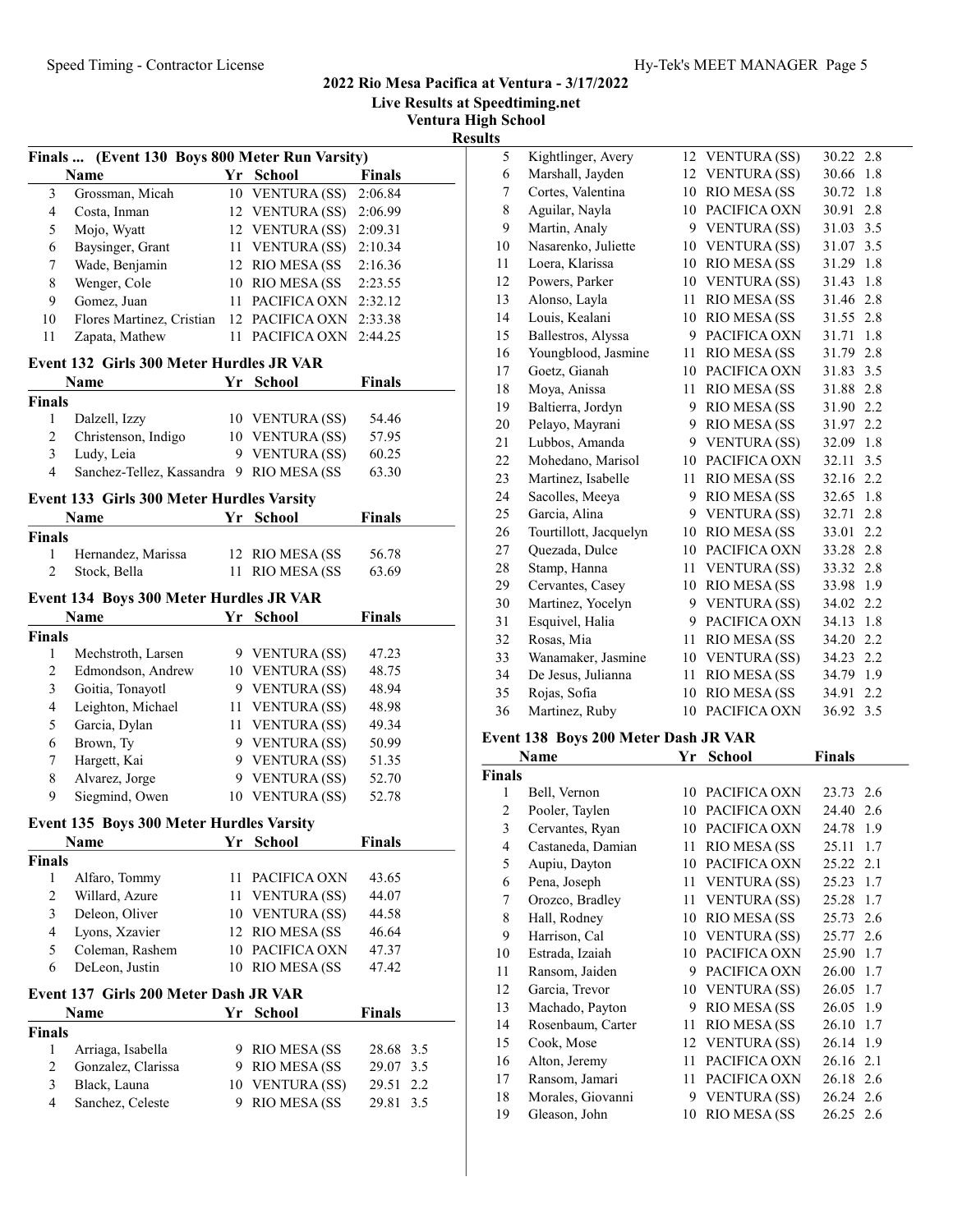## 2022 Rio Mesa Pacifica at Ventura - 3/17/2022

**Live Results at Speedtiming.net**

**Ventura High School**

**Results**

### Finals ... (Event 130 Boys 800 Meter Run Varsity)

| | Name | Yr | School | Finals |
|---|---|---|---|---|
| 3 | Grossman, Micah | 10 | VENTURA (SS) | 2:06.84 |
| 4 | Costa, Inman | 12 | VENTURA (SS) | 2:06.99 |
| 5 | Mojo, Wyatt | 12 | VENTURA (SS) | 2:09.31 |
| 6 | Baysinger, Grant | 11 | VENTURA (SS) | 2:10.34 |
| 7 | Wade, Benjamin | 12 | RIO MESA (SS | 2:16.36 |
| 8 | Wenger, Cole | 10 | RIO MESA (SS | 2:23.55 |
| 9 | Gomez, Juan | 11 | PACIFICA OXN | 2:32.12 |
| 10 | Flores Martinez, Cristian | 12 | PACIFICA OXN | 2:33.38 |
| 11 | Zapata, Mathew | 11 | PACIFICA OXN | 2:44.25 |

### Event 132 Girls 300 Meter Hurdles JR VAR

| | Name | Yr | School | Finals |
|---|---|---|---|---|
| **Finals** | | | | |
| 1 | Dalzell, Izzy | 10 | VENTURA (SS) | 54.46 |
| 2 | Christenson, Indigo | 10 | VENTURA (SS) | 57.95 |
| 3 | Ludy, Leia | 9 | VENTURA (SS) | 60.25 |
| 4 | Sanchez-Tellez, Kassandra | 9 | RIO MESA (SS | 63.30 |

### Event 133 Girls 300 Meter Hurdles Varsity

| | Name | Yr | School | Finals |
|---|---|---|---|---|
| **Finals** | | | | |
| 1 | Hernandez, Marissa | 12 | RIO MESA (SS | 56.78 |
| 2 | Stock, Bella | 11 | RIO MESA (SS | 63.69 |

### Event 134 Boys 300 Meter Hurdles JR VAR

| | Name | Yr | School | Finals |
|---|---|---|---|---|
| **Finals** | | | | |
| 1 | Mechstroth, Larsen | 9 | VENTURA (SS) | 47.23 |
| 2 | Edmondson, Andrew | 10 | VENTURA (SS) | 48.75 |
| 3 | Goitia, Tonayotl | 9 | VENTURA (SS) | 48.94 |
| 4 | Leighton, Michael | 11 | VENTURA (SS) | 48.98 |
| 5 | Garcia, Dylan | 11 | VENTURA (SS) | 49.34 |
| 6 | Brown, Ty | 9 | VENTURA (SS) | 50.99 |
| 7 | Hargett, Kai | 9 | VENTURA (SS) | 51.35 |
| 8 | Alvarez, Jorge | 9 | VENTURA (SS) | 52.70 |
| 9 | Siegmind, Owen | 10 | VENTURA (SS) | 52.78 |

### Event 135 Boys 300 Meter Hurdles Varsity

| | Name | Yr | School | Finals |
|---|---|---|---|---|
| **Finals** | | | | |
| 1 | Alfaro, Tommy | 11 | PACIFICA OXN | 43.65 |
| 2 | Willard, Azure | 11 | VENTURA (SS) | 44.07 |
| 3 | Deleon, Oliver | 10 | VENTURA (SS) | 44.58 |
| 4 | Lyons, Xzavier | 12 | RIO MESA (SS | 46.64 |
| 5 | Coleman, Rashem | 10 | PACIFICA OXN | 47.37 |
| 6 | DeLeon, Justin | 10 | RIO MESA (SS | 47.42 |

### Event 137 Girls 200 Meter Dash JR VAR

| | Name | Yr | School | Finals | |
|---|---|---|---|---|---|
| **Finals** | | | | | |
| 1 | Arriaga, Isabella | 9 | RIO MESA (SS | 28.68 | 3.5 |
| 2 | Gonzalez, Clarissa | 9 | RIO MESA (SS | 29.07 | 3.5 |
| 3 | Black, Launa | 10 | VENTURA (SS) | 29.51 | 2.2 |
| 4 | Sanchez, Celeste | 9 | RIO MESA (SS | 29.81 | 3.5 |
| 5 | Kightlinger, Avery | 12 | VENTURA (SS) | 30.22 | 2.8 |
| 6 | Marshall, Jayden | 12 | VENTURA (SS) | 30.66 | 1.8 |
| 7 | Cortes, Valentina | 10 | RIO MESA (SS | 30.72 | 1.8 |
| 8 | Aguilar, Nayla | 10 | PACIFICA OXN | 30.91 | 2.8 |
| 9 | Martin, Analy | 9 | VENTURA (SS) | 31.03 | 3.5 |
| 10 | Nasarenko, Juliette | 10 | VENTURA (SS) | 31.07 | 3.5 |
| 11 | Loera, Klarissa | 10 | RIO MESA (SS | 31.29 | 1.8 |
| 12 | Powers, Parker | 10 | VENTURA (SS) | 31.43 | 1.8 |
| 13 | Alonso, Layla | 11 | RIO MESA (SS | 31.46 | 2.8 |
| 14 | Louis, Kealani | 10 | RIO MESA (SS | 31.55 | 2.8 |
| 15 | Ballestros, Alyssa | 9 | PACIFICA OXN | 31.71 | 1.8 |
| 16 | Youngblood, Jasmine | 11 | RIO MESA (SS | 31.79 | 2.8 |
| 17 | Goetz, Gianah | 10 | PACIFICA OXN | 31.83 | 3.5 |
| 18 | Moya, Anissa | 11 | RIO MESA (SS | 31.88 | 2.8 |
| 19 | Baltierra, Jordyn | 9 | RIO MESA (SS | 31.90 | 2.2 |
| 20 | Pelayo, Mayrani | 9 | RIO MESA (SS | 31.97 | 2.2 |
| 21 | Lubbos, Amanda | 9 | VENTURA (SS) | 32.09 | 1.8 |
| 22 | Mohedano, Marisol | 10 | PACIFICA OXN | 32.11 | 3.5 |
| 23 | Martinez, Isabelle | 11 | RIO MESA (SS | 32.16 | 2.2 |
| 24 | Sacolles, Meeya | 9 | RIO MESA (SS | 32.65 | 1.8 |
| 25 | Garcia, Alina | 9 | VENTURA (SS) | 32.71 | 2.8 |
| 26 | Tourtillott, Jacquelyn | 10 | RIO MESA (SS | 33.01 | 2.2 |
| 27 | Quezada, Dulce | 10 | PACIFICA OXN | 33.28 | 2.8 |
| 28 | Stamp, Hanna | 11 | VENTURA (SS) | 33.32 | 2.8 |
| 29 | Cervantes, Casey | 10 | RIO MESA (SS | 33.98 | 1.9 |
| 30 | Martinez, Yocelyn | 9 | VENTURA (SS) | 34.02 | 2.2 |
| 31 | Esquivel, Halia | 9 | PACIFICA OXN | 34.13 | 1.8 |
| 32 | Rosas, Mia | 11 | RIO MESA (SS | 34.20 | 2.2 |
| 33 | Wanamaker, Jasmine | 10 | VENTURA (SS) | 34.23 | 2.2 |
| 34 | De Jesus, Julianna | 11 | RIO MESA (SS | 34.79 | 1.9 |
| 35 | Rojas, Sofia | 10 | RIO MESA (SS | 34.91 | 2.2 |
| 36 | Martinez, Ruby | 10 | PACIFICA OXN | 36.92 | 3.5 |

### Event 138 Boys 200 Meter Dash JR VAR

| | Name | Yr | School | Finals | |
|---|---|---|---|---|---|
| **Finals** | | | | | |
| 1 | Bell, Vernon | 10 | PACIFICA OXN | 23.73 | 2.6 |
| 2 | Pooler, Taylen | 10 | PACIFICA OXN | 24.40 | 2.6 |
| 3 | Cervantes, Ryan | 10 | PACIFICA OXN | 24.78 | 1.9 |
| 4 | Castaneda, Damian | 11 | RIO MESA (SS | 25.11 | 1.7 |
| 5 | Aupiu, Dayton | 10 | PACIFICA OXN | 25.22 | 2.1 |
| 6 | Pena, Joseph | 11 | VENTURA (SS) | 25.23 | 1.7 |
| 7 | Orozco, Bradley | 11 | VENTURA (SS) | 25.28 | 1.7 |
| 8 | Hall, Rodney | 10 | RIO MESA (SS | 25.73 | 2.6 |
| 9 | Harrison, Cal | 10 | VENTURA (SS) | 25.77 | 2.6 |
| 10 | Estrada, Izaiah | 10 | PACIFICA OXN | 25.90 | 1.7 |
| 11 | Ransom, Jaiden | 9 | PACIFICA OXN | 26.00 | 1.7 |
| 12 | Garcia, Trevor | 10 | VENTURA (SS) | 26.05 | 1.7 |
| 13 | Machado, Payton | 9 | RIO MESA (SS | 26.05 | 1.9 |
| 14 | Rosenbaum, Carter | 11 | RIO MESA (SS | 26.10 | 1.7 |
| 15 | Cook, Mose | 12 | VENTURA (SS) | 26.14 | 1.9 |
| 16 | Alton, Jeremy | 11 | PACIFICA OXN | 26.16 | 2.1 |
| 17 | Ransom, Jamari | 11 | PACIFICA OXN | 26.18 | 2.6 |
| 18 | Morales, Giovanni | 9 | VENTURA (SS) | 26.24 | 2.6 |
| 19 | Gleason, John | 10 | RIO MESA (SS | 26.25 | 2.6 |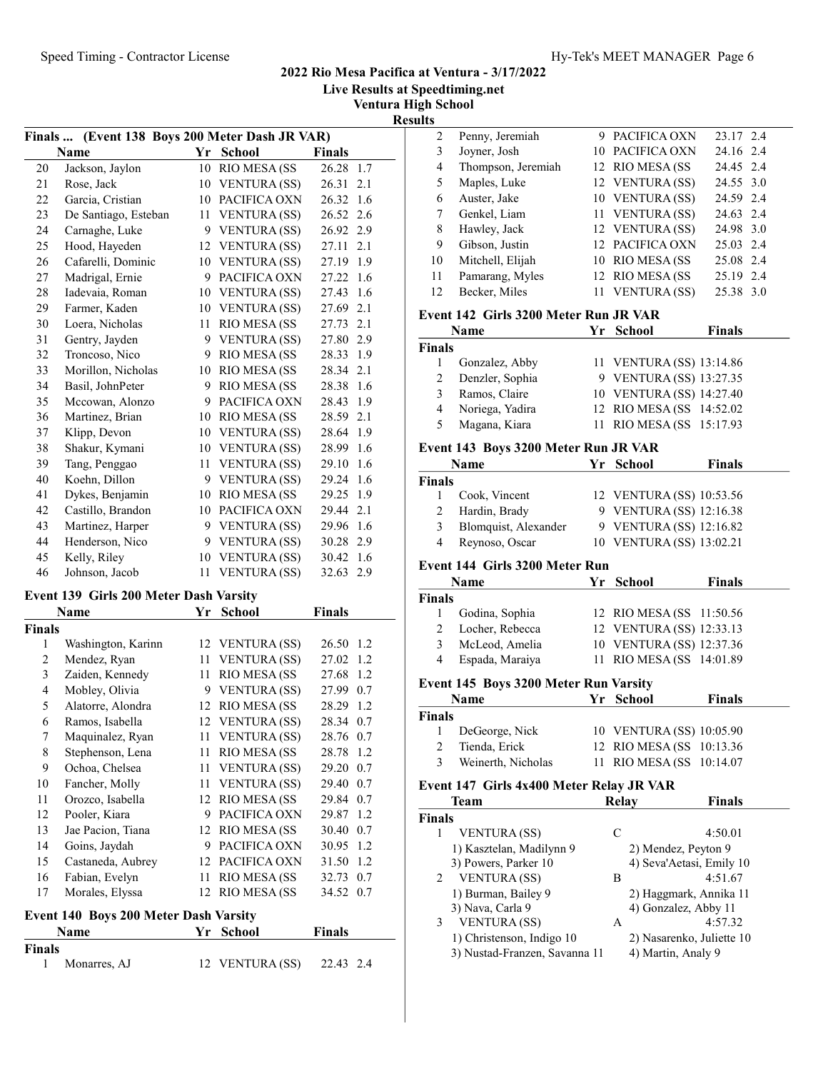## 2022 Rio Mesa Pacifica at Ventura - 3/17/2022

**Live Results at Speedtiming.net**
**Ventura High School**
**Results**

### Finals ... (Event 138 Boys 200 Meter Dash JR VAR)

| | Name | Yr | School | Finals | |
|---|---|---|---|---|---|
| 20 | Jackson, Jaylon | 10 | RIO MESA (SS | 26.28 | 1.7 |
| 21 | Rose, Jack | 10 | VENTURA (SS) | 26.31 | 2.1 |
| 22 | Garcia, Cristian | 10 | PACIFICA OXN | 26.32 | 1.6 |
| 23 | De Santiago, Esteban | 11 | VENTURA (SS) | 26.52 | 2.6 |
| 24 | Carnaghe, Luke | 9 | VENTURA (SS) | 26.92 | 2.9 |
| 25 | Hood, Hayeden | 12 | VENTURA (SS) | 27.11 | 2.1 |
| 26 | Cafarelli, Dominic | 10 | VENTURA (SS) | 27.19 | 1.9 |
| 27 | Madrigal, Ernie | 9 | PACIFICA OXN | 27.22 | 1.6 |
| 28 | Iadevaia, Roman | 10 | VENTURA (SS) | 27.43 | 1.6 |
| 29 | Farmer, Kaden | 10 | VENTURA (SS) | 27.69 | 2.1 |
| 30 | Loera, Nicholas | 11 | RIO MESA (SS | 27.73 | 2.1 |
| 31 | Gentry, Jayden | 9 | VENTURA (SS) | 27.80 | 2.9 |
| 32 | Troncoso, Nico | 9 | RIO MESA (SS | 28.33 | 1.9 |
| 33 | Morillon, Nicholas | 10 | RIO MESA (SS | 28.34 | 2.1 |
| 34 | Basil, JohnPeter | 9 | RIO MESA (SS | 28.38 | 1.6 |
| 35 | Mccowan, Alonzo | 9 | PACIFICA OXN | 28.43 | 1.9 |
| 36 | Martinez, Brian | 10 | RIO MESA (SS | 28.59 | 2.1 |
| 37 | Klipp, Devon | 10 | VENTURA (SS) | 28.64 | 1.9 |
| 38 | Shakur, Kymani | 10 | VENTURA (SS) | 28.99 | 1.6 |
| 39 | Tang, Penggao | 11 | VENTURA (SS) | 29.10 | 1.6 |
| 40 | Koehn, Dillon | 9 | VENTURA (SS) | 29.24 | 1.6 |
| 41 | Dykes, Benjamin | 10 | RIO MESA (SS | 29.25 | 1.9 |
| 42 | Castillo, Brandon | 10 | PACIFICA OXN | 29.44 | 2.1 |
| 43 | Martinez, Harper | 9 | VENTURA (SS) | 29.96 | 1.6 |
| 44 | Henderson, Nico | 9 | VENTURA (SS) | 30.28 | 2.9 |
| 45 | Kelly, Riley | 10 | VENTURA (SS) | 30.42 | 1.6 |
| 46 | Johnson, Jacob | 11 | VENTURA (SS) | 32.63 | 2.9 |

### Event 139 Girls 200 Meter Dash Varsity

| | Name | Yr | School | Finals | |
|---|---|---|---|---|---|
| **Finals** | | | | | |
| 1 | Washington, Karinn | 12 | VENTURA (SS) | 26.50 | 1.2 |
| 2 | Mendez, Ryan | 11 | VENTURA (SS) | 27.02 | 1.2 |
| 3 | Zaiden, Kennedy | 11 | RIO MESA (SS | 27.68 | 1.2 |
| 4 | Mobley, Olivia | 9 | VENTURA (SS) | 27.99 | 0.7 |
| 5 | Alatorre, Alondra | 12 | RIO MESA (SS | 28.29 | 1.2 |
| 6 | Ramos, Isabella | 12 | VENTURA (SS) | 28.34 | 0.7 |
| 7 | Maquinalez, Ryan | 11 | VENTURA (SS) | 28.76 | 0.7 |
| 8 | Stephenson, Lena | 11 | RIO MESA (SS | 28.78 | 1.2 |
| 9 | Ochoa, Chelsea | 11 | VENTURA (SS) | 29.20 | 0.7 |
| 10 | Fancher, Molly | 11 | VENTURA (SS) | 29.40 | 0.7 |
| 11 | Orozco, Isabella | 12 | RIO MESA (SS | 29.84 | 0.7 |
| 12 | Pooler, Kiara | 9 | PACIFICA OXN | 29.87 | 1.2 |
| 13 | Jae Pacion, Tiana | 12 | RIO MESA (SS | 30.40 | 0.7 |
| 14 | Goins, Jaydah | 9 | PACIFICA OXN | 30.95 | 1.2 |
| 15 | Castaneda, Aubrey | 12 | PACIFICA OXN | 31.50 | 1.2 |
| 16 | Fabian, Evelyn | 11 | RIO MESA (SS | 32.73 | 0.7 |
| 17 | Morales, Elyssa | 12 | RIO MESA (SS | 34.52 | 0.7 |

### Event 140 Boys 200 Meter Dash Varsity

| | Name | Yr | School | Finals | |
|---|---|---|---|---|---|
| **Finals** | | | | | |
| 1 | Monarres, AJ | 12 | VENTURA (SS) | 22.43 | 2.4 |
| 2 | Penny, Jeremiah | 9 | PACIFICA OXN | 23.17 | 2.4 |
| 3 | Joyner, Josh | 10 | PACIFICA OXN | 24.16 | 2.4 |
| 4 | Thompson, Jeremiah | 12 | RIO MESA (SS | 24.45 | 2.4 |
| 5 | Maples, Luke | 12 | VENTURA (SS) | 24.55 | 3.0 |
| 6 | Auster, Jake | 10 | VENTURA (SS) | 24.59 | 2.4 |
| 7 | Genkel, Liam | 11 | VENTURA (SS) | 24.63 | 2.4 |
| 8 | Hawley, Jack | 12 | VENTURA (SS) | 24.98 | 3.0 |
| 9 | Gibson, Justin | 12 | PACIFICA OXN | 25.03 | 2.4 |
| 10 | Mitchell, Elijah | 10 | RIO MESA (SS | 25.08 | 2.4 |
| 11 | Pamarang, Myles | 12 | RIO MESA (SS | 25.19 | 2.4 |
| 12 | Becker, Miles | 11 | VENTURA (SS) | 25.38 | 3.0 |

### Event 142 Girls 3200 Meter Run JR VAR

| | Name | Yr | School | Finals |
|---|---|---|---|---|
| **Finals** | | | | |
| 1 | Gonzalez, Abby | 11 | VENTURA (SS) | 13:14.86 |
| 2 | Denzler, Sophia | 9 | VENTURA (SS) | 13:27.35 |
| 3 | Ramos, Claire | 10 | VENTURA (SS) | 14:27.40 |
| 4 | Noriega, Yadira | 12 | RIO MESA (SS | 14:52.02 |
| 5 | Magana, Kiara | 11 | RIO MESA (SS | 15:17.93 |

### Event 143 Boys 3200 Meter Run JR VAR

| | Name | Yr | School | Finals |
|---|---|---|---|---|
| **Finals** | | | | |
| 1 | Cook, Vincent | 12 | VENTURA (SS) | 10:53.56 |
| 2 | Hardin, Brady | 9 | VENTURA (SS) | 12:16.38 |
| 3 | Blomquist, Alexander | 9 | VENTURA (SS) | 12:16.82 |
| 4 | Reynoso, Oscar | 10 | VENTURA (SS) | 13:02.21 |

### Event 144 Girls 3200 Meter Run

| | Name | Yr | School | Finals |
|---|---|---|---|---|
| **Finals** | | | | |
| 1 | Godina, Sophia | 12 | RIO MESA (SS | 11:50.56 |
| 2 | Locher, Rebecca | 12 | VENTURA (SS) | 12:33.13 |
| 3 | McLeod, Amelia | 10 | VENTURA (SS) | 12:37.36 |
| 4 | Espada, Maraiya | 11 | RIO MESA (SS | 14:01.89 |

### Event 145 Boys 3200 Meter Run Varsity

| | Name | Yr | School | Finals |
|---|---|---|---|---|
| **Finals** | | | | |
| 1 | DeGeorge, Nick | 10 | VENTURA (SS) | 10:05.90 |
| 2 | Tienda, Erick | 12 | RIO MESA (SS | 10:13.36 |
| 3 | Weinerth, Nicholas | 11 | RIO MESA (SS | 10:14.07 |

### Event 147 Girls 4x400 Meter Relay JR VAR

| | Team | Relay | Finals |
|---|---|---|---|
| **Finals** | | | |
| 1 | VENTURA (SS) | C | 4:50.01 |
| | 1) Kasztelan, Madilynn 9 | 2) Mendez, Peyton 9 | |
| | 3) Powers, Parker 10 | 4) Seva'Aetasi, Emily 10 | |
| 2 | VENTURA (SS) | B | 4:51.67 |
| | 1) Burman, Bailey 9 | 2) Haggmark, Annika 11 | |
| | 3) Nava, Carla 9 | 4) Gonzalez, Abby 11 | |
| 3 | VENTURA (SS) | A | 4:57.32 |
| | 1) Christenson, Indigo 10 | 2) Nasarenko, Juliette 10 | |
| | 3) Nustad-Franzen, Savanna 11 | 4) Martin, Analy 9 | |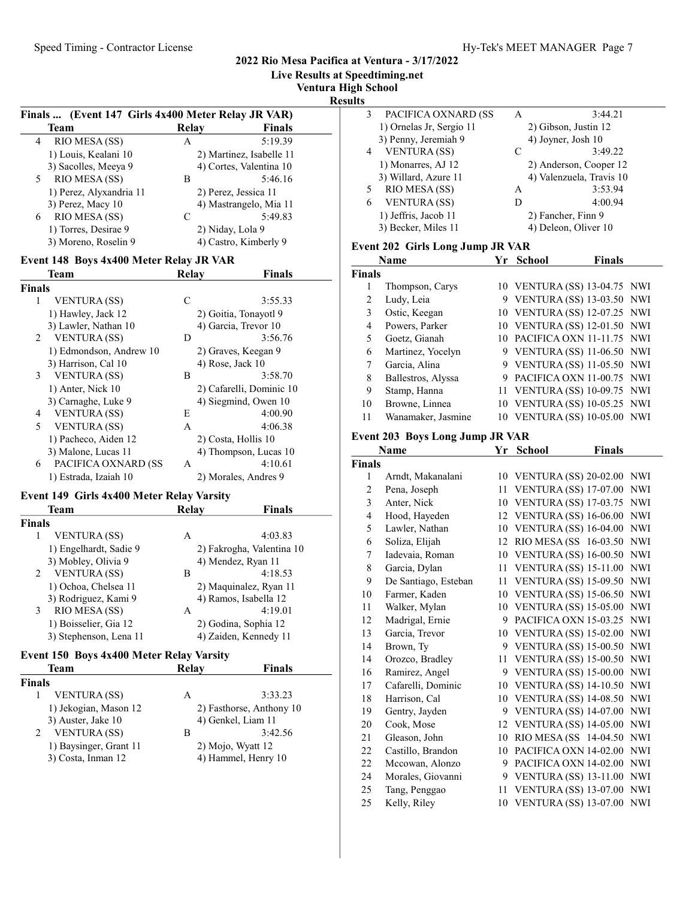## 2022 Rio Mesa Pacifica at Ventura - 3/17/2022

**Live Results at Speedtiming.net**

**Ventura High School**

**Results**

### Finals ... (Event 147 Girls 4x400 Meter Relay JR VAR)

| | Team | Relay | Finals |
|---|---|---|---|
| 4 | RIO MESA (SS) | A | 5:19.39 |
| | 1) Louis, Kealani 10 | 2) Martinez, Isabelle 11 | |
| | 3) Sacolles, Meeya 9 | 4) Cortes, Valentina 10 | |
| 5 | RIO MESA (SS) | B | 5:46.16 |
| | 1) Perez, Alyxandria 11 | 2) Perez, Jessica 11 | |
| | 3) Perez, Macy 10 | 4) Mastrangelo, Mia 11 | |
| 6 | RIO MESA (SS) | C | 5:49.83 |
| | 1) Torres, Desirae 9 | 2) Niday, Lola 9 | |
| | 3) Moreno, Roselin 9 | 4) Castro, Kimberly 9 | |

### Event 148 Boys 4x400 Meter Relay JR VAR

| | Team | Relay | Finals |
|---|---|---|---|
| **Finals** | | | |
| 1 | VENTURA (SS) | C | 3:55.33 |
| | 1) Hawley, Jack 12 | 2) Goitia, Tonayotl 9 | |
| | 3) Lawler, Nathan 10 | 4) Garcia, Trevor 10 | |
| 2 | VENTURA (SS) | D | 3:56.76 |
| | 1) Edmondson, Andrew 10 | 2) Graves, Keegan 9 | |
| | 3) Harrison, Cal 10 | 4) Rose, Jack 10 | |
| 3 | VENTURA (SS) | B | 3:58.70 |
| | 1) Anter, Nick 10 | 2) Cafarelli, Dominic 10 | |
| | 3) Carnaghe, Luke 9 | 4) Siegmind, Owen 10 | |
| 4 | VENTURA (SS) | E | 4:00.90 |
| 5 | VENTURA (SS) | A | 4:06.38 |
| | 1) Pacheco, Aiden 12 | 2) Costa, Hollis 10 | |
| | 3) Malone, Lucas 11 | 4) Thompson, Lucas 10 | |
| 6 | PACIFICA OXNARD (SS | A | 4:10.61 |
| | 1) Estrada, Izaiah 10 | 2) Morales, Andres 9 | |

### Event 149 Girls 4x400 Meter Relay Varsity

| | Team | Relay | Finals |
|---|---|---|---|
| **Finals** | | | |
| 1 | VENTURA (SS) | A | 4:03.83 |
| | 1) Engelhardt, Sadie 9 | 2) Fakrogha, Valentina 10 | |
| | 3) Mobley, Olivia 9 | 4) Mendez, Ryan 11 | |
| 2 | VENTURA (SS) | B | 4:18.53 |
| | 1) Ochoa, Chelsea 11 | 2) Maquinalez, Ryan 11 | |
| | 3) Rodriguez, Kami 9 | 4) Ramos, Isabella 12 | |
| 3 | RIO MESA (SS) | A | 4:19.01 |
| | 1) Boisselier, Gia 12 | 2) Godina, Sophia 12 | |
| | 3) Stephenson, Lena 11 | 4) Zaiden, Kennedy 11 | |

### Event 150 Boys 4x400 Meter Relay Varsity

| | Team | Relay | Finals |
|---|---|---|---|
| **Finals** | | | |
| 1 | VENTURA (SS) | A | 3:33.23 |
| | 1) Jekogian, Mason 12 | 2) Fasthorse, Anthony 10 | |
| | 3) Auster, Jake 10 | 4) Genkel, Liam 11 | |
| 2 | VENTURA (SS) | B | 3:42.56 |
| | 1) Baysinger, Grant 11 | 2) Mojo, Wyatt 12 | |
| | 3) Costa, Inman 12 | 4) Hammel, Henry 10 | |
| 3 | PACIFICA OXNARD (SS | A | 3:44.21 |
| | 1) Ornelas Jr, Sergio 11 | 2) Gibson, Justin 12 | |
| | 3) Penny, Jeremiah 9 | 4) Joyner, Josh 10 | |
| 4 | VENTURA (SS) | C | 3:49.22 |
| | 1) Monarres, AJ 12 | 2) Anderson, Cooper 12 | |
| | 3) Willard, Azure 11 | 4) Valenzuela, Travis 10 | |
| 5 | RIO MESA (SS) | A | 3:53.94 |
| 6 | VENTURA (SS) | D | 4:00.94 |
| | 1) Jeffris, Jacob 11 | 2) Fancher, Finn 9 | |
| | 3) Becker, Miles 11 | 4) Deleon, Oliver 10 | |

### Event 202 Girls Long Jump JR VAR

| | Name | Yr | School | Finals | |
|---|---|---|---|---|---|
| **Finals** | | | | | |
| 1 | Thompson, Carys | 10 | VENTURA (SS) | 13-04.75 | NWI |
| 2 | Ludy, Leia | 9 | VENTURA (SS) | 13-03.50 | NWI |
| 3 | Ostic, Keegan | 10 | VENTURA (SS) | 12-07.25 | NWI |
| 4 | Powers, Parker | 10 | VENTURA (SS) | 12-01.50 | NWI |
| 5 | Goetz, Gianah | 10 | PACIFICA OXN | 11-11.75 | NWI |
| 6 | Martinez, Yocelyn | 9 | VENTURA (SS) | 11-06.50 | NWI |
| 7 | Garcia, Alina | 9 | VENTURA (SS) | 11-05.50 | NWI |
| 8 | Ballestros, Alyssa | 9 | PACIFICA OXN | 11-00.75 | NWI |
| 9 | Stamp, Hanna | 11 | VENTURA (SS) | 10-09.75 | NWI |
| 10 | Browne, Linnea | 10 | VENTURA (SS) | 10-05.25 | NWI |
| 11 | Wanamaker, Jasmine | 10 | VENTURA (SS) | 10-05.00 | NWI |

### Event 203 Boys Long Jump JR VAR

| | Name | Yr | School | Finals | |
|---|---|---|---|---|---|
| **Finals** | | | | | |
| 1 | Arndt, Makanalani | 10 | VENTURA (SS) | 20-02.00 | NWI |
| 2 | Pena, Joseph | 11 | VENTURA (SS) | 17-07.00 | NWI |
| 3 | Anter, Nick | 10 | VENTURA (SS) | 17-03.75 | NWI |
| 4 | Hood, Hayeden | 12 | VENTURA (SS) | 16-06.00 | NWI |
| 5 | Lawler, Nathan | 10 | VENTURA (SS) | 16-04.00 | NWI |
| 6 | Soliza, Elijah | 12 | RIO MESA (SS | 16-03.50 | NWI |
| 7 | Iadevaia, Roman | 10 | VENTURA (SS) | 16-00.50 | NWI |
| 8 | Garcia, Dylan | 11 | VENTURA (SS) | 15-11.00 | NWI |
| 9 | De Santiago, Esteban | 11 | VENTURA (SS) | 15-09.50 | NWI |
| 10 | Farmer, Kaden | 10 | VENTURA (SS) | 15-06.50 | NWI |
| 11 | Walker, Mylan | 10 | VENTURA (SS) | 15-05.00 | NWI |
| 12 | Madrigal, Ernie | 9 | PACIFICA OXN | 15-03.25 | NWI |
| 13 | Garcia, Trevor | 10 | VENTURA (SS) | 15-02.00 | NWI |
| 14 | Brown, Ty | 9 | VENTURA (SS) | 15-00.50 | NWI |
| 14 | Orozco, Bradley | 11 | VENTURA (SS) | 15-00.50 | NWI |
| 16 | Ramirez, Angel | 9 | VENTURA (SS) | 15-00.00 | NWI |
| 17 | Cafarelli, Dominic | 10 | VENTURA (SS) | 14-10.50 | NWI |
| 18 | Harrison, Cal | 10 | VENTURA (SS) | 14-08.50 | NWI |
| 19 | Gentry, Jayden | 9 | VENTURA (SS) | 14-07.00 | NWI |
| 20 | Cook, Mose | 12 | VENTURA (SS) | 14-05.00 | NWI |
| 21 | Gleason, John | 10 | RIO MESA (SS | 14-04.50 | NWI |
| 22 | Castillo, Brandon | 10 | PACIFICA OXN | 14-02.00 | NWI |
| 22 | Mccowan, Alonzo | 9 | PACIFICA OXN | 14-02.00 | NWI |
| 24 | Morales, Giovanni | 9 | VENTURA (SS) | 13-11.00 | NWI |
| 25 | Tang, Penggao | 11 | VENTURA (SS) | 13-07.00 | NWI |
| 25 | Kelly, Riley | 10 | VENTURA (SS) | 13-07.00 | NWI |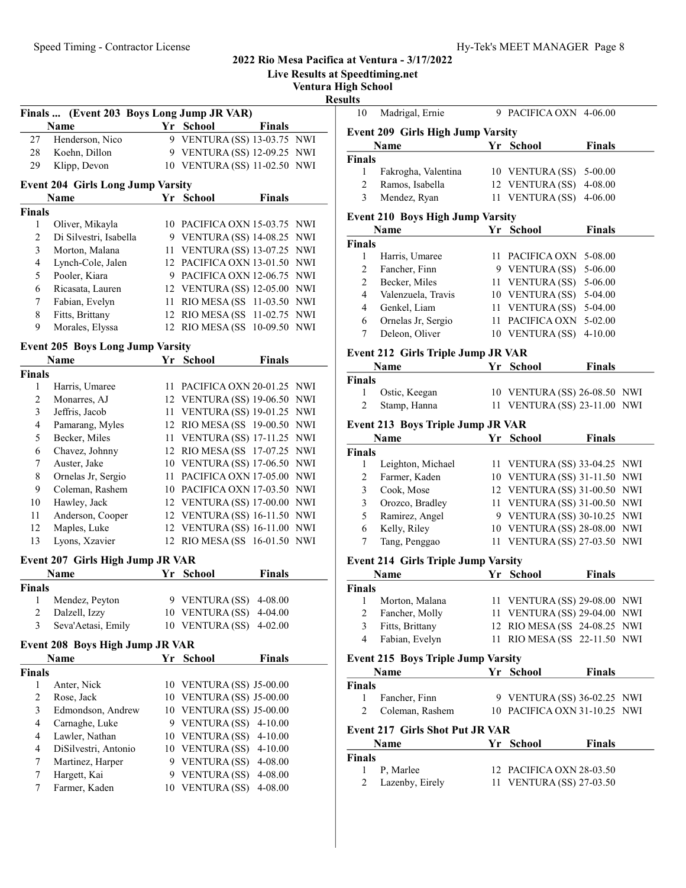## 2022 Rio Mesa Pacifica at Ventura - 3/17/2022

**Live Results at Speedtiming.net**

**Ventura High School**

**Results**

### Finals ... (Event 203 Boys Long Jump JR VAR)

| | Name | Yr | School | Finals | |
|---|---|---|---|---|---|
| 27 | Henderson, Nico | 9 | VENTURA (SS) | 13-03.75 | NWI |
| 28 | Koehn, Dillon | 9 | VENTURA (SS) | 12-09.25 | NWI |
| 29 | Klipp, Devon | 10 | VENTURA (SS) | 11-02.50 | NWI |

### Event 204 Girls Long Jump Varsity

| | Name | Yr | School | Finals | |
|---|---|---|---|---|---|
| **Finals** | | | | | |
| 1 | Oliver, Mikayla | 10 | PACIFICA OXN | 15-03.75 | NWI |
| 2 | Di Silvestri, Isabella | 9 | VENTURA (SS) | 14-08.25 | NWI |
| 3 | Morton, Malana | 11 | VENTURA (SS) | 13-07.25 | NWI |
| 4 | Lynch-Cole, Jalen | 12 | PACIFICA OXN | 13-01.50 | NWI |
| 5 | Pooler, Kiara | 9 | PACIFICA OXN | 12-06.75 | NWI |
| 6 | Ricasata, Lauren | 12 | VENTURA (SS) | 12-05.00 | NWI |
| 7 | Fabian, Evelyn | 11 | RIO MESA (SS | 11-03.50 | NWI |
| 8 | Fitts, Brittany | 12 | RIO MESA (SS | 11-02.75 | NWI |
| 9 | Morales, Elyssa | 12 | RIO MESA (SS | 10-09.50 | NWI |

### Event 205 Boys Long Jump Varsity

| | Name | Yr | School | Finals | |
|---|---|---|---|---|---|
| **Finals** | | | | | |
| 1 | Harris, Umaree | 11 | PACIFICA OXN | 20-01.25 | NWI |
| 2 | Monarres, AJ | 12 | VENTURA (SS) | 19-06.50 | NWI |
| 3 | Jeffris, Jacob | 11 | VENTURA (SS) | 19-01.25 | NWI |
| 4 | Pamarang, Myles | 12 | RIO MESA (SS | 19-00.50 | NWI |
| 5 | Becker, Miles | 11 | VENTURA (SS) | 17-11.25 | NWI |
| 6 | Chavez, Johnny | 12 | RIO MESA (SS | 17-07.25 | NWI |
| 7 | Auster, Jake | 10 | VENTURA (SS) | 17-06.50 | NWI |
| 8 | Ornelas Jr, Sergio | 11 | PACIFICA OXN | 17-05.00 | NWI |
| 9 | Coleman, Rashem | 10 | PACIFICA OXN | 17-03.50 | NWI |
| 10 | Hawley, Jack | 12 | VENTURA (SS) | 17-00.00 | NWI |
| 11 | Anderson, Cooper | 12 | VENTURA (SS) | 16-11.50 | NWI |
| 12 | Maples, Luke | 12 | VENTURA (SS) | 16-11.00 | NWI |
| 13 | Lyons, Xzavier | 12 | RIO MESA (SS | 16-01.50 | NWI |

### Event 207 Girls High Jump JR VAR

| | Name | Yr | School | Finals |
|---|---|---|---|---|
| **Finals** | | | | |
| 1 | Mendez, Peyton | 9 | VENTURA (SS) | 4-08.00 |
| 2 | Dalzell, Izzy | 10 | VENTURA (SS) | 4-04.00 |
| 3 | Seva'Aetasi, Emily | 10 | VENTURA (SS) | 4-02.00 |

### Event 208 Boys High Jump JR VAR

| | Name | Yr | School | Finals |
|---|---|---|---|---|
| **Finals** | | | | |
| 1 | Anter, Nick | 10 | VENTURA (SS) | J5-00.00 |
| 2 | Rose, Jack | 10 | VENTURA (SS) | J5-00.00 |
| 3 | Edmondson, Andrew | 10 | VENTURA (SS) | J5-00.00 |
| 4 | Carnaghe, Luke | 9 | VENTURA (SS) | 4-10.00 |
| 4 | Lawler, Nathan | 10 | VENTURA (SS) | 4-10.00 |
| 4 | DiSilvestri, Antonio | 10 | VENTURA (SS) | 4-10.00 |
| 7 | Martinez, Harper | 9 | VENTURA (SS) | 4-08.00 |
| 7 | Hargett, Kai | 9 | VENTURA (SS) | 4-08.00 |
| 7 | Farmer, Kaden | 10 | VENTURA (SS) | 4-08.00 |
| 10 | Madrigal, Ernie | 9 | PACIFICA OXN | 4-06.00 |

### Event 209 Girls High Jump Varsity

| | Name | Yr | School | Finals |
|---|---|---|---|---|
| **Finals** | | | | |
| 1 | Fakrogha, Valentina | 10 | VENTURA (SS) | 5-00.00 |
| 2 | Ramos, Isabella | 12 | VENTURA (SS) | 4-08.00 |
| 3 | Mendez, Ryan | 11 | VENTURA (SS) | 4-06.00 |

### Event 210 Boys High Jump Varsity

| | Name | Yr | School | Finals |
|---|---|---|---|---|
| **Finals** | | | | |
| 1 | Harris, Umaree | 11 | PACIFICA OXN | 5-08.00 |
| 2 | Fancher, Finn | 9 | VENTURA (SS) | 5-06.00 |
| 2 | Becker, Miles | 11 | VENTURA (SS) | 5-06.00 |
| 4 | Valenzuela, Travis | 10 | VENTURA (SS) | 5-04.00 |
| 4 | Genkel, Liam | 11 | VENTURA (SS) | 5-04.00 |
| 6 | Ornelas Jr, Sergio | 11 | PACIFICA OXN | 5-02.00 |
| 7 | Deleon, Oliver | 10 | VENTURA (SS) | 4-10.00 |

### Event 212 Girls Triple Jump JR VAR

| | Name | Yr | School | Finals | |
|---|---|---|---|---|---|
| **Finals** | | | | | |
| 1 | Ostic, Keegan | 10 | VENTURA (SS) | 26-08.50 | NWI |
| 2 | Stamp, Hanna | 11 | VENTURA (SS) | 23-11.00 | NWI |

### Event 213 Boys Triple Jump JR VAR

| | Name | Yr | School | Finals | |
|---|---|---|---|---|---|
| **Finals** | | | | | |
| 1 | Leighton, Michael | 11 | VENTURA (SS) | 33-04.25 | NWI |
| 2 | Farmer, Kaden | 10 | VENTURA (SS) | 31-11.50 | NWI |
| 3 | Cook, Mose | 12 | VENTURA (SS) | 31-00.50 | NWI |
| 3 | Orozco, Bradley | 11 | VENTURA (SS) | 31-00.50 | NWI |
| 5 | Ramirez, Angel | 9 | VENTURA (SS) | 30-10.25 | NWI |
| 6 | Kelly, Riley | 10 | VENTURA (SS) | 28-08.00 | NWI |
| 7 | Tang, Penggao | 11 | VENTURA (SS) | 27-03.50 | NWI |

### Event 214 Girls Triple Jump Varsity

| | Name | Yr | School | Finals | |
|---|---|---|---|---|---|
| **Finals** | | | | | |
| 1 | Morton, Malana | 11 | VENTURA (SS) | 29-08.00 | NWI |
| 2 | Fancher, Molly | 11 | VENTURA (SS) | 29-04.00 | NWI |
| 3 | Fitts, Brittany | 12 | RIO MESA (SS | 24-08.25 | NWI |
| 4 | Fabian, Evelyn | 11 | RIO MESA (SS | 22-11.50 | NWI |

### Event 215 Boys Triple Jump Varsity

| | Name | Yr | School | Finals | |
|---|---|---|---|---|---|
| **Finals** | | | | | |
| 1 | Fancher, Finn | 9 | VENTURA (SS) | 36-02.25 | NWI |
| 2 | Coleman, Rashem | 10 | PACIFICA OXN | 31-10.25 | NWI |

### Event 217 Girls Shot Put JR VAR

| | Name | Yr | School | Finals |
|---|---|---|---|---|
| **Finals** | | | | |
| 1 | P, Marlee | 12 | PACIFICA OXN | 28-03.50 |
| 2 | Lazenby, Eirely | 11 | VENTURA (SS) | 27-03.50 |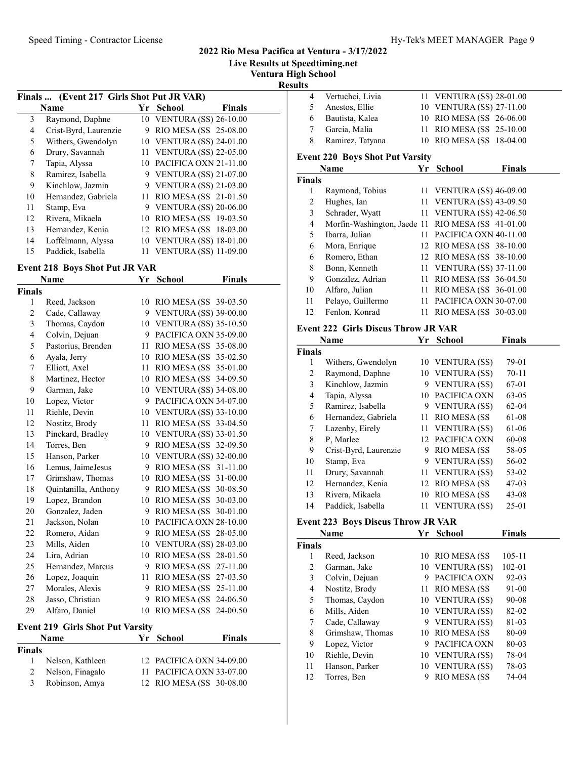## 2022 Rio Mesa Pacifica at Ventura - 3/17/2022

**Live Results at Speedtiming.net**

**Ventura High School**

**Results**

### Finals ... (Event 217 Girls Shot Put JR VAR)

| | Name | Yr | School | Finals |
|---|---|---|---|---|
| 3 | Raymond, Daphne | 10 | VENTURA (SS) | 26-10.00 |
| 4 | Crist-Byrd, Laurenzie | 9 | RIO MESA (SS | 25-08.00 |
| 5 | Withers, Gwendolyn | 10 | VENTURA (SS) | 24-01.00 |
| 6 | Drury, Savannah | 11 | VENTURA (SS) | 22-05.00 |
| 7 | Tapia, Alyssa | 10 | PACIFICA OXN | 21-11.00 |
| 8 | Ramirez, Isabella | 9 | VENTURA (SS) | 21-07.00 |
| 9 | Kinchlow, Jazmin | 9 | VENTURA (SS) | 21-03.00 |
| 10 | Hernandez, Gabriela | 11 | RIO MESA (SS | 21-01.50 |
| 11 | Stamp, Eva | 9 | VENTURA (SS) | 20-06.00 |
| 12 | Rivera, Mikaela | 10 | RIO MESA (SS | 19-03.50 |
| 13 | Hernandez, Kenia | 12 | RIO MESA (SS | 18-03.00 |
| 14 | Loffelmann, Alyssa | 10 | VENTURA (SS) | 18-01.00 |
| 15 | Paddick, Isabella | 11 | VENTURA (SS) | 11-09.00 |

### Event 218 Boys Shot Put JR VAR

| | Name | Yr | School | Finals |
|---|---|---|---|---|
| **Finals** | | | | |
| 1 | Reed, Jackson | 10 | RIO MESA (SS | 39-03.50 |
| 2 | Cade, Callaway | 9 | VENTURA (SS) | 39-00.00 |
| 3 | Thomas, Caydon | 10 | VENTURA (SS) | 35-10.50 |
| 4 | Colvin, Dejuan | 9 | PACIFICA OXN | 35-09.00 |
| 5 | Pastorius, Brenden | 11 | RIO MESA (SS | 35-08.00 |
| 6 | Ayala, Jerry | 10 | RIO MESA (SS | 35-02.50 |
| 7 | Elliott, Axel | 11 | RIO MESA (SS | 35-01.00 |
| 8 | Martinez, Hector | 10 | RIO MESA (SS | 34-09.50 |
| 9 | Garman, Jake | 10 | VENTURA (SS) | 34-08.00 |
| 10 | Lopez, Victor | 9 | PACIFICA OXN | 34-07.00 |
| 11 | Riehle, Devin | 10 | VENTURA (SS) | 33-10.00 |
| 12 | Nostitz, Brody | 11 | RIO MESA (SS | 33-04.50 |
| 13 | Pinckard, Bradley | 10 | VENTURA (SS) | 33-01.50 |
| 14 | Torres, Ben | 9 | RIO MESA (SS | 32-09.50 |
| 15 | Hanson, Parker | 10 | VENTURA (SS) | 32-00.00 |
| 16 | Lemus, JaimeJesus | 9 | RIO MESA (SS | 31-11.00 |
| 17 | Grimshaw, Thomas | 10 | RIO MESA (SS | 31-00.00 |
| 18 | Quintanilla, Anthony | 9 | RIO MESA (SS | 30-08.50 |
| 19 | Lopez, Brandon | 10 | RIO MESA (SS | 30-03.00 |
| 20 | Gonzalez, Jaden | 9 | RIO MESA (SS | 30-01.00 |
| 21 | Jackson, Nolan | 10 | PACIFICA OXN | 28-10.00 |
| 22 | Romero, Aidan | 9 | RIO MESA (SS | 28-05.00 |
| 23 | Mills, Aiden | 10 | VENTURA (SS) | 28-03.00 |
| 24 | Lira, Adrian | 10 | RIO MESA (SS | 28-01.50 |
| 25 | Hernandez, Marcus | 9 | RIO MESA (SS | 27-11.00 |
| 26 | Lopez, Joaquin | 11 | RIO MESA (SS | 27-03.50 |
| 27 | Morales, Alexis | 9 | RIO MESA (SS | 25-11.00 |
| 28 | Jasso, Christian | 9 | RIO MESA (SS | 24-06.50 |
| 29 | Alfaro, Daniel | 10 | RIO MESA (SS | 24-00.50 |

### Event 219 Girls Shot Put Varsity

| | Name | Yr | School | Finals |
|---|---|---|---|---|
| **Finals** | | | | |
| 1 | Nelson, Kathleen | 12 | PACIFICA OXN | 34-09.00 |
| 2 | Nelson, Finagalo | 11 | PACIFICA OXN | 33-07.00 |
| 3 | Robinson, Amya | 12 | RIO MESA (SS | 30-08.00 |
| 4 | Vertuchci, Livia | 11 | VENTURA (SS) | 28-01.00 |
| 5 | Anestos, Ellie | 10 | VENTURA (SS) | 27-11.00 |
| 6 | Bautista, Kalea | 10 | RIO MESA (SS | 26-06.00 |
| 7 | Garcia, Malia | 11 | RIO MESA (SS | 25-10.00 |
| 8 | Ramirez, Tatyana | 10 | RIO MESA (SS | 18-04.00 |

### Event 220 Boys Shot Put Varsity

| | Name | Yr | School | Finals |
|---|---|---|---|---|
| **Finals** | | | | |
| 1 | Raymond, Tobius | 11 | VENTURA (SS) | 46-09.00 |
| 2 | Hughes, Ian | 11 | VENTURA (SS) | 43-09.50 |
| 3 | Schrader, Wyatt | 11 | VENTURA (SS) | 42-06.50 |
| 4 | Morfin-Washington, Jaede | 11 | RIO MESA (SS | 41-01.00 |
| 5 | Ibarra, Julian | 11 | PACIFICA OXN | 40-11.00 |
| 6 | Mora, Enrique | 12 | RIO MESA (SS | 38-10.00 |
| 6 | Romero, Ethan | 12 | RIO MESA (SS | 38-10.00 |
| 8 | Bonn, Kenneth | 11 | VENTURA (SS) | 37-11.00 |
| 9 | Gonzalez, Adrian | 11 | RIO MESA (SS | 36-04.50 |
| 10 | Alfaro, Julian | 11 | RIO MESA (SS | 36-01.00 |
| 11 | Pelayo, Guillermo | 11 | PACIFICA OXN | 30-07.00 |
| 12 | Fenlon, Konrad | 11 | RIO MESA (SS | 30-03.00 |

### Event 222 Girls Discus Throw JR VAR

| | Name | Yr | School | Finals |
|---|---|---|---|---|
| **Finals** | | | | |
| 1 | Withers, Gwendolyn | 10 | VENTURA (SS) | 79-01 |
| 2 | Raymond, Daphne | 10 | VENTURA (SS) | 70-11 |
| 3 | Kinchlow, Jazmin | 9 | VENTURA (SS) | 67-01 |
| 4 | Tapia, Alyssa | 10 | PACIFICA OXN | 63-05 |
| 5 | Ramirez, Isabella | 9 | VENTURA (SS) | 62-04 |
| 6 | Hernandez, Gabriela | 11 | RIO MESA (SS | 61-08 |
| 7 | Lazenby, Eirely | 11 | VENTURA (SS) | 61-06 |
| 8 | P, Marlee | 12 | PACIFICA OXN | 60-08 |
| 9 | Crist-Byrd, Laurenzie | 9 | RIO MESA (SS | 58-05 |
| 10 | Stamp, Eva | 9 | VENTURA (SS) | 56-02 |
| 11 | Drury, Savannah | 11 | VENTURA (SS) | 53-02 |
| 12 | Hernandez, Kenia | 12 | RIO MESA (SS | 47-03 |
| 13 | Rivera, Mikaela | 10 | RIO MESA (SS | 43-08 |
| 14 | Paddick, Isabella | 11 | VENTURA (SS) | 25-01 |

### Event 223 Boys Discus Throw JR VAR

| | Name | Yr | School | Finals |
|---|---|---|---|---|
| **Finals** | | | | |
| 1 | Reed, Jackson | 10 | RIO MESA (SS | 105-11 |
| 2 | Garman, Jake | 10 | VENTURA (SS) | 102-01 |
| 3 | Colvin, Dejuan | 9 | PACIFICA OXN | 92-03 |
| 4 | Nostitz, Brody | 11 | RIO MESA (SS | 91-00 |
| 5 | Thomas, Caydon | 10 | VENTURA (SS) | 90-08 |
| 6 | Mills, Aiden | 10 | VENTURA (SS) | 82-02 |
| 7 | Cade, Callaway | 9 | VENTURA (SS) | 81-03 |
| 8 | Grimshaw, Thomas | 10 | RIO MESA (SS | 80-09 |
| 9 | Lopez, Victor | 9 | PACIFICA OXN | 80-03 |
| 10 | Riehle, Devin | 10 | VENTURA (SS) | 78-04 |
| 11 | Hanson, Parker | 10 | VENTURA (SS) | 78-03 |
| 12 | Torres, Ben | 9 | RIO MESA (SS | 74-04 |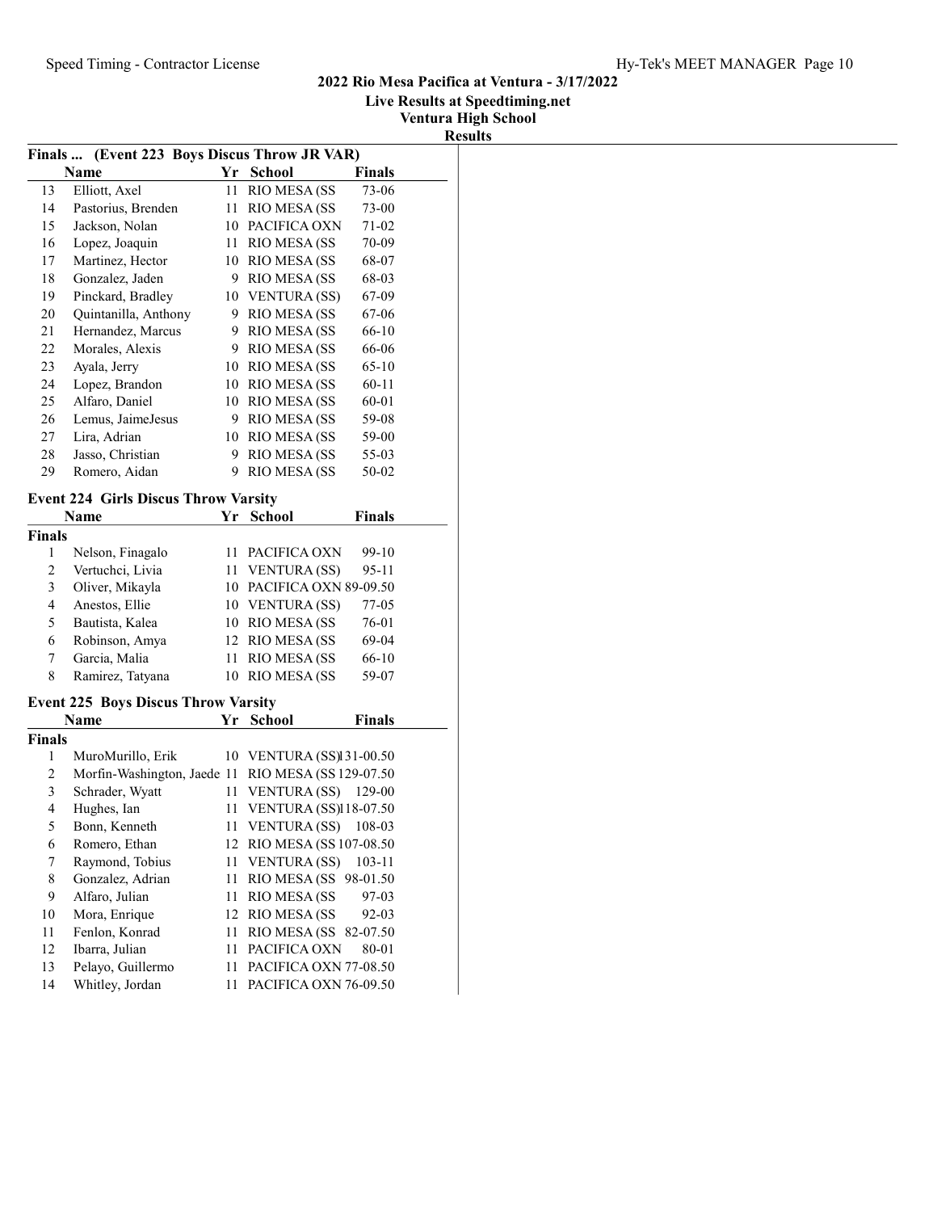## 2022 Rio Mesa Pacifica at Ventura - 3/17/2022

**Live Results at Speedtiming.net**

**Ventura High School**

**Results**

### Finals ... (Event 223 Boys Discus Throw JR VAR)

| | Name | Yr | School | Finals |
|---|---|---|---|---|
| 13 | Elliott, Axel | 11 | RIO MESA (SS | 73-06 |
| 14 | Pastorius, Brenden | 11 | RIO MESA (SS | 73-00 |
| 15 | Jackson, Nolan | 10 | PACIFICA OXN | 71-02 |
| 16 | Lopez, Joaquin | 11 | RIO MESA (SS | 70-09 |
| 17 | Martinez, Hector | 10 | RIO MESA (SS | 68-07 |
| 18 | Gonzalez, Jaden | 9 | RIO MESA (SS | 68-03 |
| 19 | Pinckard, Bradley | 10 | VENTURA (SS) | 67-09 |
| 20 | Quintanilla, Anthony | 9 | RIO MESA (SS | 67-06 |
| 21 | Hernandez, Marcus | 9 | RIO MESA (SS | 66-10 |
| 22 | Morales, Alexis | 9 | RIO MESA (SS | 66-06 |
| 23 | Ayala, Jerry | 10 | RIO MESA (SS | 65-10 |
| 24 | Lopez, Brandon | 10 | RIO MESA (SS | 60-11 |
| 25 | Alfaro, Daniel | 10 | RIO MESA (SS | 60-01 |
| 26 | Lemus, JaimeJesus | 9 | RIO MESA (SS | 59-08 |
| 27 | Lira, Adrian | 10 | RIO MESA (SS | 59-00 |
| 28 | Jasso, Christian | 9 | RIO MESA (SS | 55-03 |
| 29 | Romero, Aidan | 9 | RIO MESA (SS | 50-02 |

### Event 224 Girls Discus Throw Varsity

| | Name | Yr | School | Finals |
|---|---|---|---|---|
| **Finals** | | | | |
| 1 | Nelson, Finagalo | 11 | PACIFICA OXN | 99-10 |
| 2 | Vertuchci, Livia | 11 | VENTURA (SS) | 95-11 |
| 3 | Oliver, Mikayla | 10 | PACIFICA OXN | 89-09.50 |
| 4 | Anestos, Ellie | 10 | VENTURA (SS) | 77-05 |
| 5 | Bautista, Kalea | 10 | RIO MESA (SS | 76-01 |
| 6 | Robinson, Amya | 12 | RIO MESA (SS | 69-04 |
| 7 | Garcia, Malia | 11 | RIO MESA (SS | 66-10 |
| 8 | Ramirez, Tatyana | 10 | RIO MESA (SS | 59-07 |

### Event 225 Boys Discus Throw Varsity

| | Name | Yr | School | Finals |
|---|---|---|---|---|
| **Finals** | | | | |
| 1 | MuroMurillo, Erik | 10 | VENTURA (SS) | 131-00.50 |
| 2 | Morfin-Washington, Jaede | 11 | RIO MESA (SS | 129-07.50 |
| 3 | Schrader, Wyatt | 11 | VENTURA (SS) | 129-00 |
| 4 | Hughes, Ian | 11 | VENTURA (SS) | 118-07.50 |
| 5 | Bonn, Kenneth | 11 | VENTURA (SS) | 108-03 |
| 6 | Romero, Ethan | 12 | RIO MESA (SS | 107-08.50 |
| 7 | Raymond, Tobius | 11 | VENTURA (SS) | 103-11 |
| 8 | Gonzalez, Adrian | 11 | RIO MESA (SS | 98-01.50 |
| 9 | Alfaro, Julian | 11 | RIO MESA (SS | 97-03 |
| 10 | Mora, Enrique | 12 | RIO MESA (SS | 92-03 |
| 11 | Fenlon, Konrad | 11 | RIO MESA (SS | 82-07.50 |
| 12 | Ibarra, Julian | 11 | PACIFICA OXN | 80-01 |
| 13 | Pelayo, Guillermo | 11 | PACIFICA OXN | 77-08.50 |
| 14 | Whitley, Jordan | 11 | PACIFICA OXN | 76-09.50 |